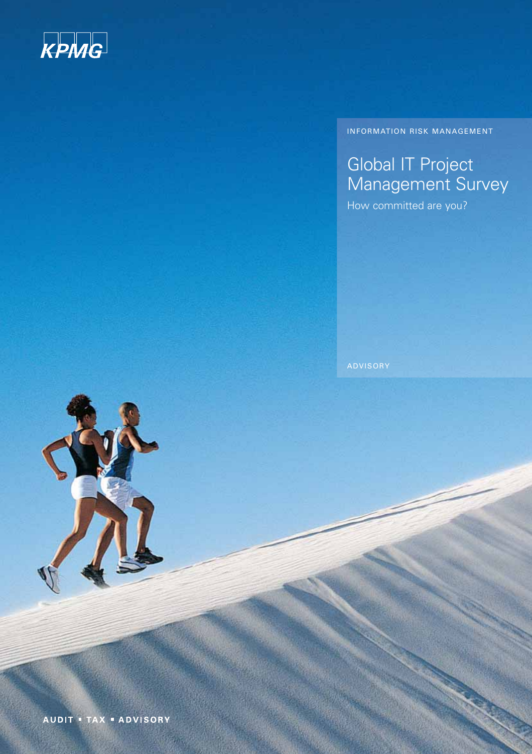KPMG

INFORMATION RISK MANAGEMENT

# Global IT Project Management Survey

## How committed are you?

ADVISORY

AUDIT ▪ TAX ▪ ADVISORY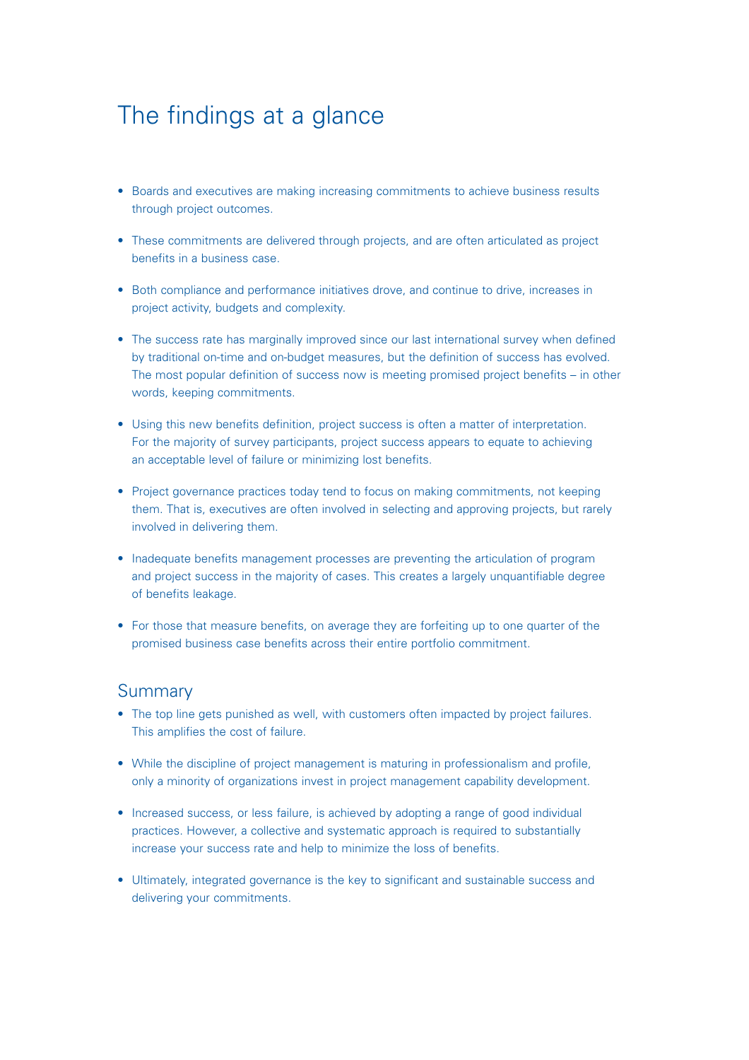# The findings at a glance

- Boards and executives are making increasing commitments to achieve business results through project outcomes.
- These commitments are delivered through projects, and are often articulated as project benefits in a business case.
- Both compliance and performance initiatives drove, and continue to drive, increases in project activity, budgets and complexity.
- The success rate has marginally improved since our last international survey when defined by traditional on-time and on-budget measures, but the definition of success has evolved. The most popular definition of success now is meeting promised project benefits – in other words, keeping commitments.
- Using this new benefits definition, project success is often a matter of interpretation. For the majority of survey participants, project success appears to equate to achieving an acceptable level of failure or minimizing lost benefits.
- Project governance practices today tend to focus on making commitments, not keeping them. That is, executives are often involved in selecting and approving projects, but rarely involved in delivering them.
- Inadequate benefits management processes are preventing the articulation of program and project success in the majority of cases. This creates a largely unquantifiable degree of benefits leakage.
- For those that measure benefits, on average they are forfeiting up to one quarter of the promised business case benefits across their entire portfolio commitment.

## Summary

- The top line gets punished as well, with customers often impacted by project failures. This amplifies the cost of failure.
- While the discipline of project management is maturing in professionalism and profile, only a minority of organizations invest in project management capability development.
- Increased success, or less failure, is achieved by adopting a range of good individual practices. However, a collective and systematic approach is required to substantially increase your success rate and help to minimize the loss of benefits.
- Ultimately, integrated governance is the key to significant and sustainable success and delivering your commitments.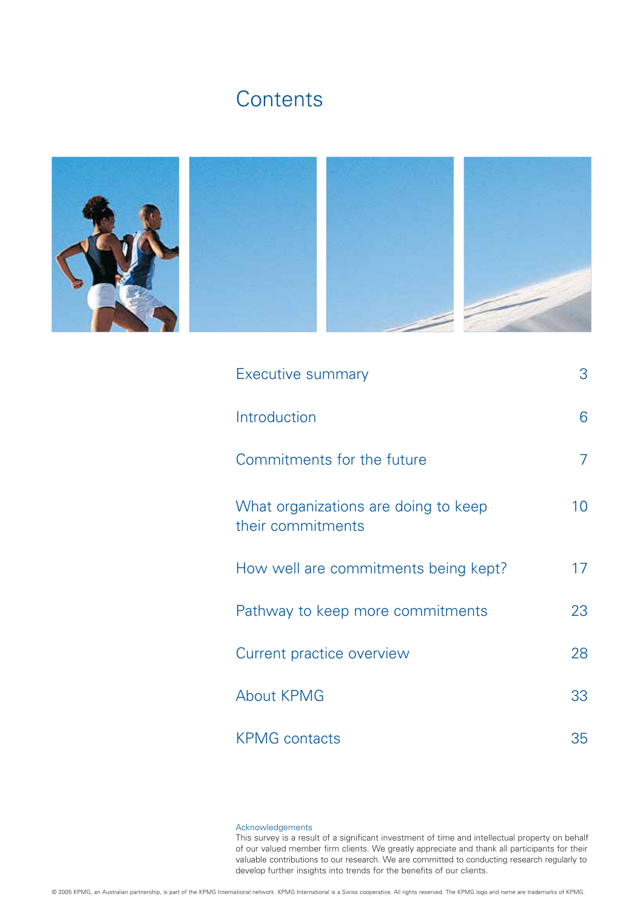# Contents

| | |
|---|---|
| Executive summary | 3 |
| Introduction | 6 |
| Commitments for the future | 7 |
| What organizations are doing to keep their commitments | 10 |
| How well are commitments being kept? | 17 |
| Pathway to keep more commitments | 23 |
| Current practice overview | 28 |
| About KPMG | 33 |
| KPMG contacts | 35 |

Acknowledgements

This survey is a result of a significant investment of time and intellectual property on behalf of our valued member firm clients. We greatly appreciate and thank all participants for their valuable contributions to our research. We are committed to conducting research regularly to develop further insights into trends for the benefits of our clients.

© 2005 KPMG, an Australian partnership, is part of the KPMG International network. KPMG International is a Swiss cooperative. All rights reserved. The KPMG logo and name are trademarks of KPMG.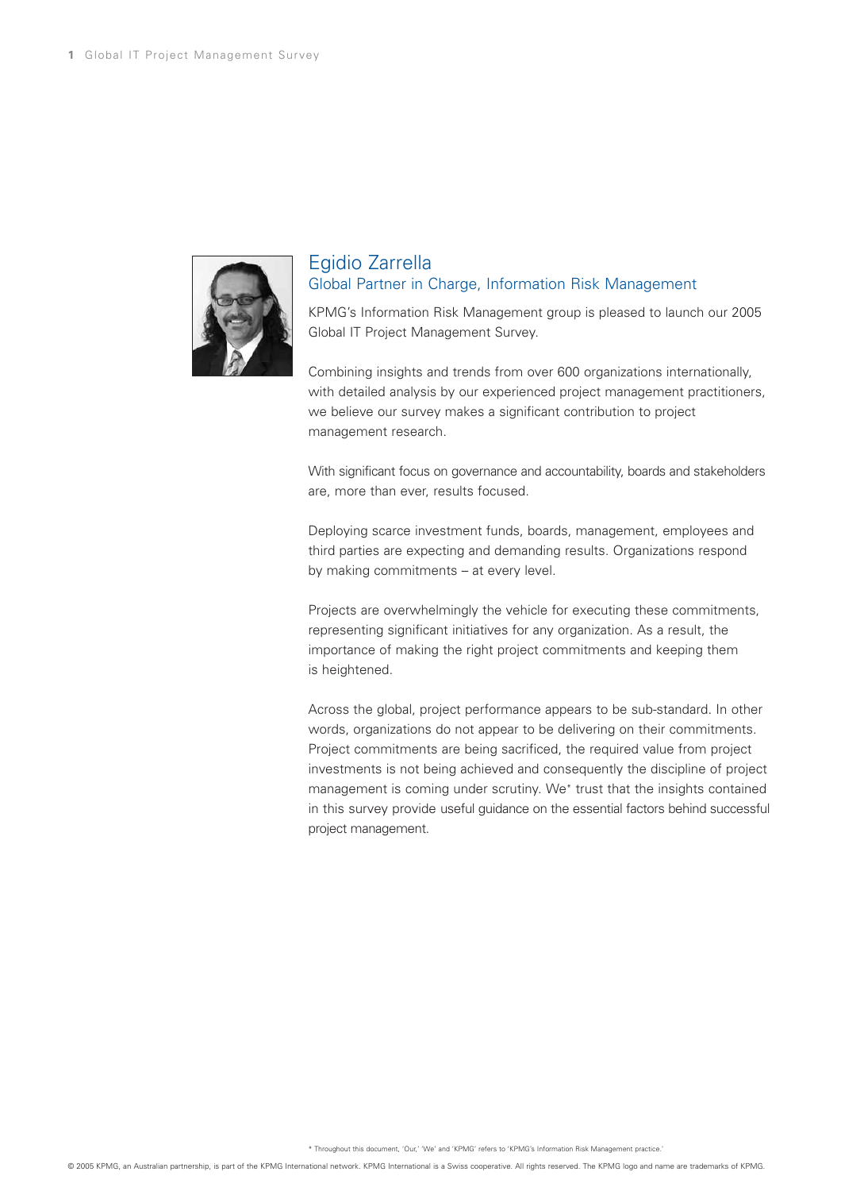## Egidio Zarrella

### Global Partner in Charge, Information Risk Management

KPMG's Information Risk Management group is pleased to launch our 2005 Global IT Project Management Survey.

Combining insights and trends from over 600 organizations internationally, with detailed analysis by our experienced project management practitioners, we believe our survey makes a significant contribution to project management research.

With significant focus on governance and accountability, boards and stakeholders are, more than ever, results focused.

Deploying scarce investment funds, boards, management, employees and third parties are expecting and demanding results. Organizations respond by making commitments – at every level.

Projects are overwhelmingly the vehicle for executing these commitments, representing significant initiatives for any organization. As a result, the importance of making the right project commitments and keeping them is heightened.

Across the global, project performance appears to be sub-standard. In other words, organizations do not appear to be delivering on their commitments. Project commitments are being sacrificed, the required value from project investments is not being achieved and consequently the discipline of project management is coming under scrutiny. We* trust that the insights contained in this survey provide useful guidance on the essential factors behind successful project management.

* Throughout this document, 'Our,' 'We' and 'KPMG' refers to 'KPMG's Information Risk Management practice.'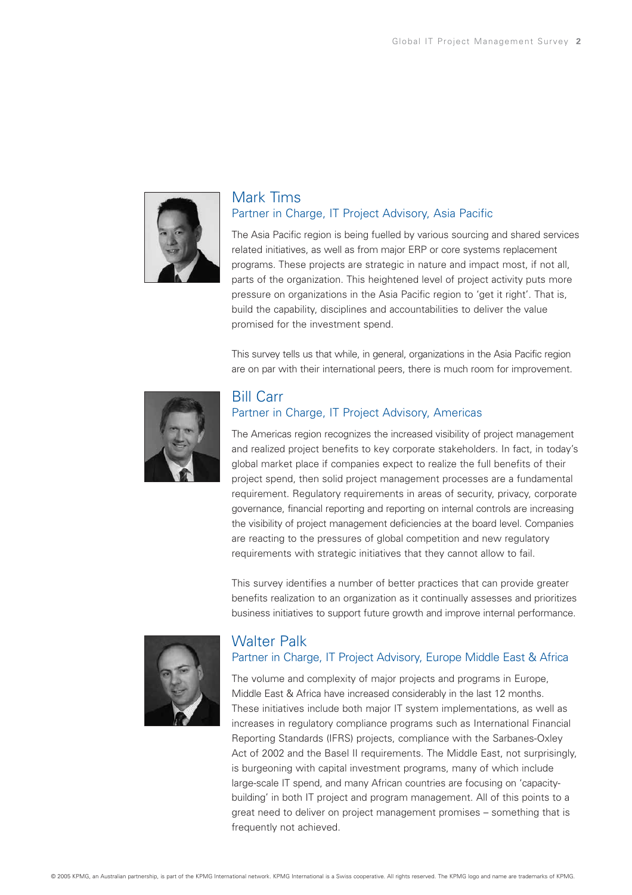## Mark Tims

### Partner in Charge, IT Project Advisory, Asia Pacific

The Asia Pacific region is being fuelled by various sourcing and shared services related initiatives, as well as from major ERP or core systems replacement programs. These projects are strategic in nature and impact most, if not all, parts of the organization. This heightened level of project activity puts more pressure on organizations in the Asia Pacific region to 'get it right'. That is, build the capability, disciplines and accountabilities to deliver the value promised for the investment spend.

This survey tells us that while, in general, organizations in the Asia Pacific region are on par with their international peers, there is much room for improvement.

## Bill Carr

### Partner in Charge, IT Project Advisory, Americas

The Americas region recognizes the increased visibility of project management and realized project benefits to key corporate stakeholders. In fact, in today's global market place if companies expect to realize the full benefits of their project spend, then solid project management processes are a fundamental requirement. Regulatory requirements in areas of security, privacy, corporate governance, financial reporting and reporting on internal controls are increasing the visibility of project management deficiencies at the board level. Companies are reacting to the pressures of global competition and new regulatory requirements with strategic initiatives that they cannot allow to fail.

This survey identifies a number of better practices that can provide greater benefits realization to an organization as it continually assesses and prioritizes business initiatives to support future growth and improve internal performance.

## Walter Palk

### Partner in Charge, IT Project Advisory, Europe Middle East & Africa

The volume and complexity of major projects and programs in Europe, Middle East & Africa have increased considerably in the last 12 months. These initiatives include both major IT system implementations, as well as increases in regulatory compliance programs such as International Financial Reporting Standards (IFRS) projects, compliance with the Sarbanes-Oxley Act of 2002 and the Basel II requirements. The Middle East, not surprisingly, is burgeoning with capital investment programs, many of which include large-scale IT spend, and many African countries are focusing on 'capacity-building' in both IT project and program management. All of this points to a great need to deliver on project management promises – something that is frequently not achieved.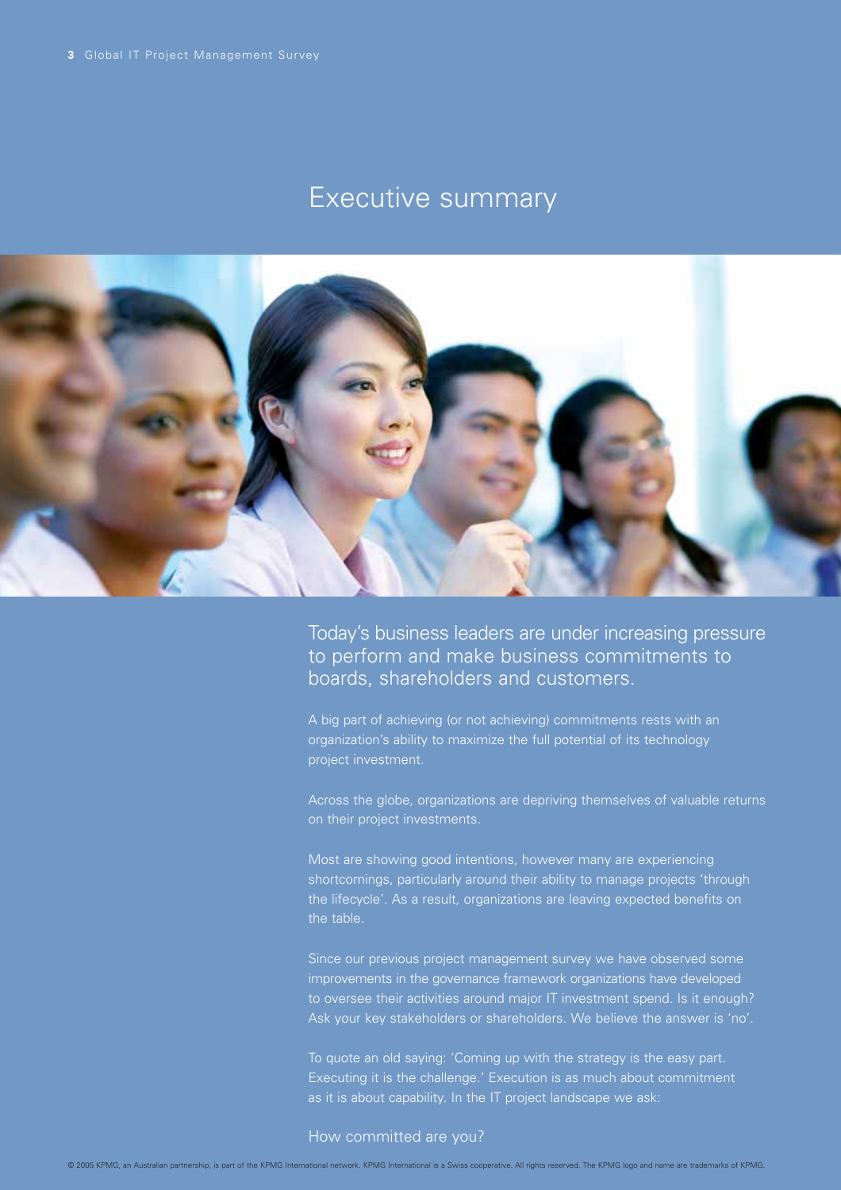# Executive summary

## Today's business leaders are under increasing pressure to perform and make business commitments to boards, shareholders and customers.

A big part of achieving (or not achieving) commitments rests with an organization's ability to maximize the full potential of its technology project investment.

Across the globe, organizations are depriving themselves of valuable returns on their project investments.

Most are showing good intentions, however many are experiencing shortcomings, particularly around their ability to manage projects 'through the lifecycle'. As a result, organizations are leaving expected benefits on the table.

Since our previous project management survey we have observed some improvements in the governance framework organizations have developed to oversee their activities around major IT investment spend. Is it enough? Ask your key stakeholders or shareholders. We believe the answer is 'no'.

To quote an old saying: 'Coming up with the strategy is the easy part. Executing it is the challenge.' Execution is as much about commitment as it is about capability. In the IT project landscape we ask:

How committed are you?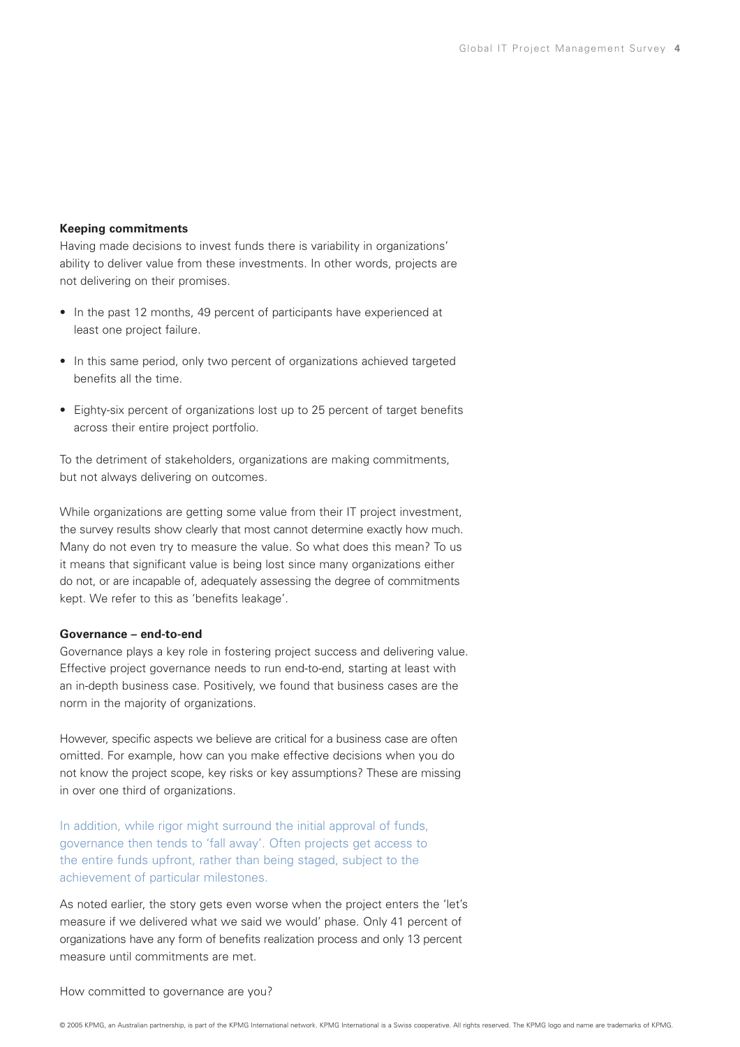**Keeping commitments**

Having made decisions to invest funds there is variability in organizations' ability to deliver value from these investments. In other words, projects are not delivering on their promises.

- In the past 12 months, 49 percent of participants have experienced at least one project failure.
- In this same period, only two percent of organizations achieved targeted benefits all the time.
- Eighty-six percent of organizations lost up to 25 percent of target benefits across their entire project portfolio.

To the detriment of stakeholders, organizations are making commitments, but not always delivering on outcomes.

While organizations are getting some value from their IT project investment, the survey results show clearly that most cannot determine exactly how much. Many do not even try to measure the value. So what does this mean? To us it means that significant value is being lost since many organizations either do not, or are incapable of, adequately assessing the degree of commitments kept. We refer to this as 'benefits leakage'.

**Governance – end-to-end**

Governance plays a key role in fostering project success and delivering value. Effective project governance needs to run end-to-end, starting at least with an in-depth business case. Positively, we found that business cases are the norm in the majority of organizations.

However, specific aspects we believe are critical for a business case are often omitted. For example, how can you make effective decisions when you do not know the project scope, key risks or key assumptions? These are missing in over one third of organizations.

In addition, while rigor might surround the initial approval of funds, governance then tends to 'fall away'. Often projects get access to the entire funds upfront, rather than being staged, subject to the achievement of particular milestones.

As noted earlier, the story gets even worse when the project enters the 'let's measure if we delivered what we said we would' phase. Only 41 percent of organizations have any form of benefits realization process and only 13 percent measure until commitments are met.

How committed to governance are you?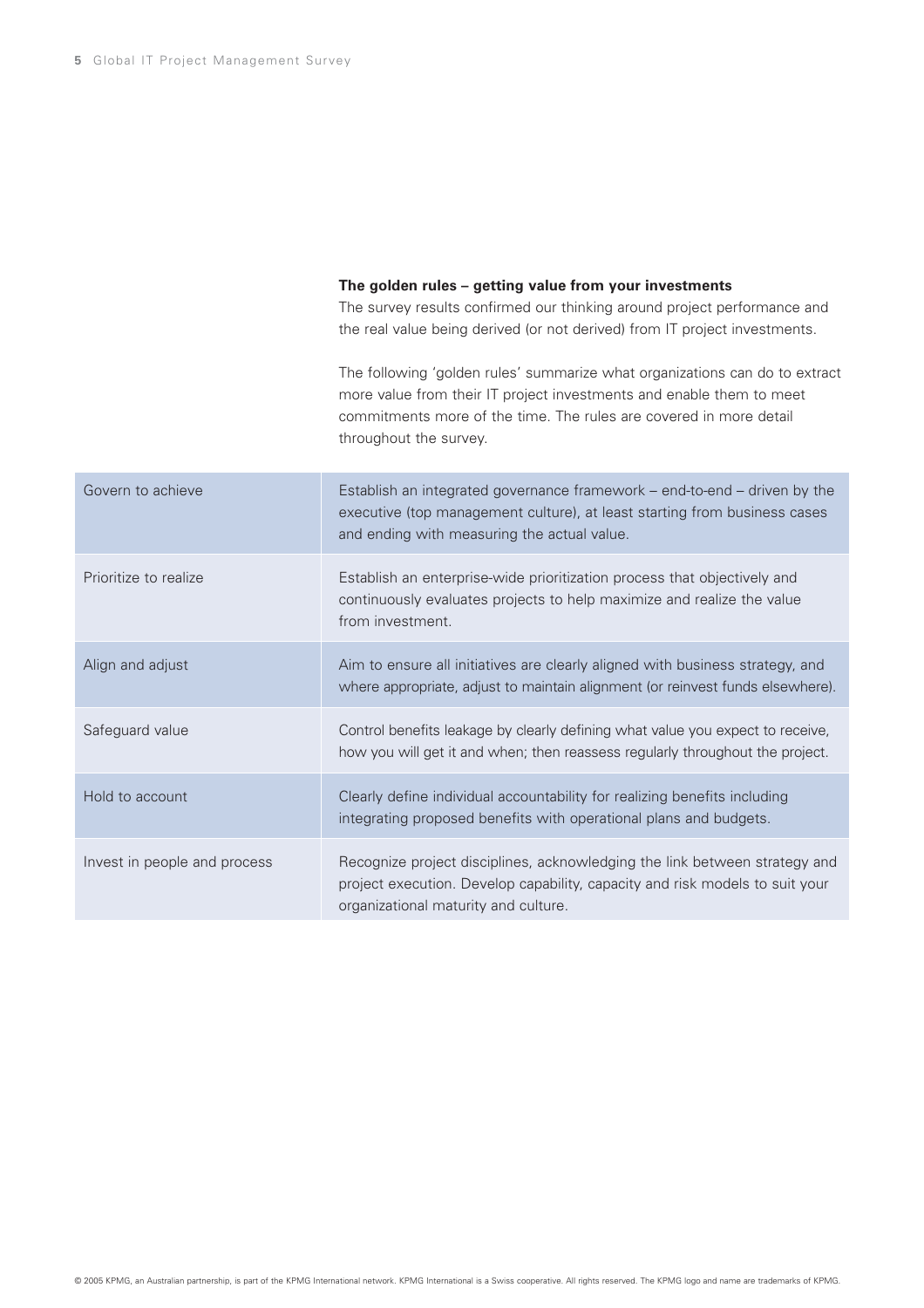**The golden rules – getting value from your investments**

The survey results confirmed our thinking around project performance and the real value being derived (or not derived) from IT project investments.

The following 'golden rules' summarize what organizations can do to extract more value from their IT project investments and enable them to meet commitments more of the time. The rules are covered in more detail throughout the survey.

| | |
|---|---|
| Govern to achieve | Establish an integrated governance framework – end-to-end – driven by the executive (top management culture), at least starting from business cases and ending with measuring the actual value. |
| Prioritize to realize | Establish an enterprise-wide prioritization process that objectively and continuously evaluates projects to help maximize and realize the value from investment. |
| Align and adjust | Aim to ensure all initiatives are clearly aligned with business strategy, and where appropriate, adjust to maintain alignment (or reinvest funds elsewhere). |
| Safeguard value | Control benefits leakage by clearly defining what value you expect to receive, how you will get it and when; then reassess regularly throughout the project. |
| Hold to account | Clearly define individual accountability for realizing benefits including integrating proposed benefits with operational plans and budgets. |
| Invest in people and process | Recognize project disciplines, acknowledging the link between strategy and project execution. Develop capability, capacity and risk models to suit your organizational maturity and culture. |

© 2005 KPMG, an Australian partnership, is part of the KPMG International network. KPMG International is a Swiss cooperative. All rights reserved. The KPMG logo and name are trademarks of KPMG.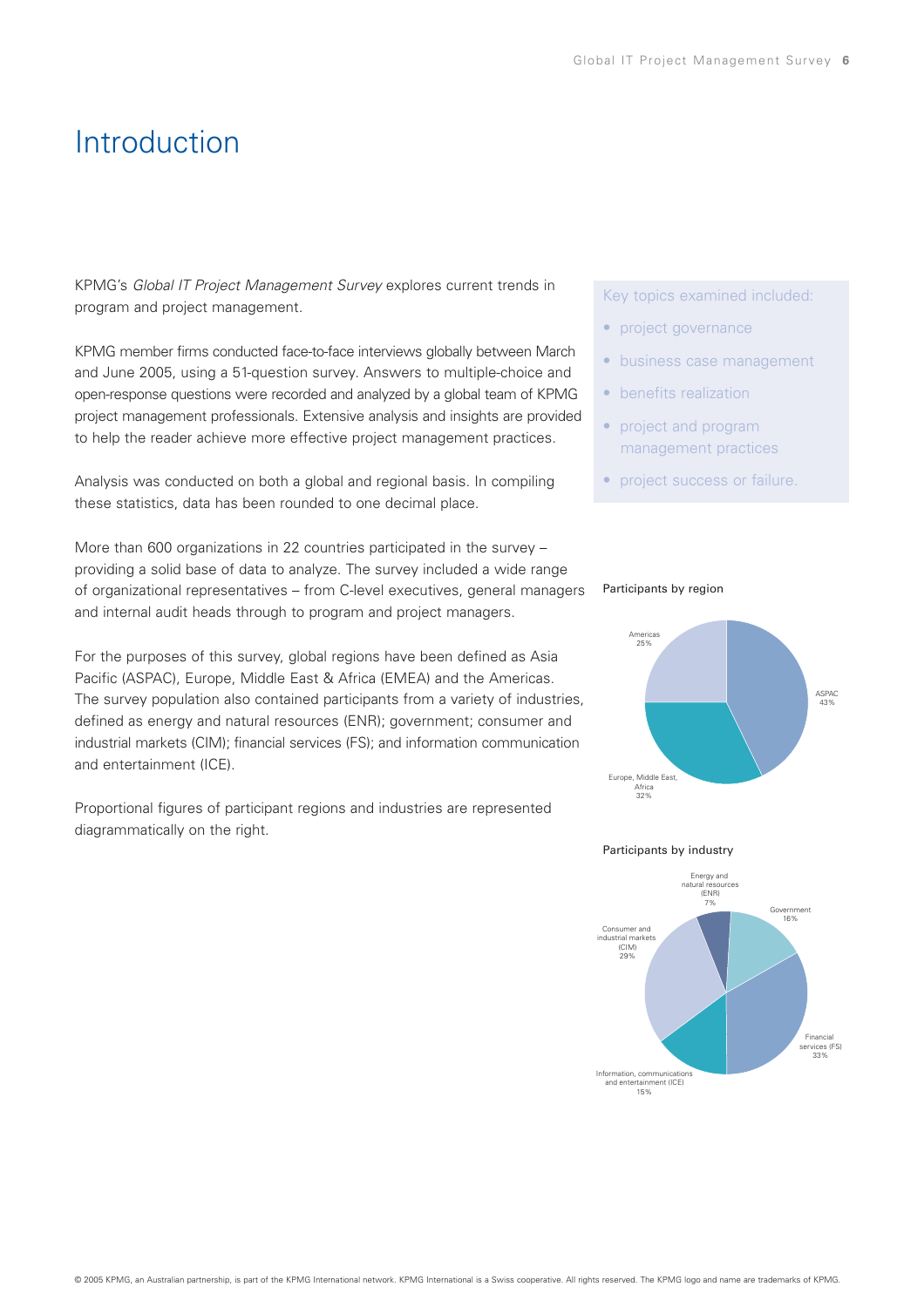# Introduction

KPMG's *Global IT Project Management Survey* explores current trends in program and project management.

KPMG member firms conducted face-to-face interviews globally between March and June 2005, using a 51-question survey. Answers to multiple-choice and open-response questions were recorded and analyzed by a global team of KPMG project management professionals. Extensive analysis and insights are provided to help the reader achieve more effective project management practices.

Analysis was conducted on both a global and regional basis. In compiling these statistics, data has been rounded to one decimal place.

More than 600 organizations in 22 countries participated in the survey – providing a solid base of data to analyze. The survey included a wide range of organizational representatives – from C-level executives, general managers and internal audit heads through to program and project managers.

For the purposes of this survey, global regions have been defined as Asia Pacific (ASPAC), Europe, Middle East & Africa (EMEA) and the Americas. The survey population also contained participants from a variety of industries, defined as energy and natural resources (ENR); government; consumer and industrial markets (CIM); financial services (FS); and information communication and entertainment (ICE).

Proportional figures of participant regions and industries are represented diagrammatically on the right.

Key topics examined included:

- project governance
- business case management
- benefits realization
- project and program management practices
- project success or failure.

Participants by region

- ASPAC 43%
- Europe, Middle East, Africa 32%
- Americas 25%

Participants by industry

- Energy and natural resources (ENR) 7%
- Government 16%
- Financial services (FS) 33%
- Information, communications and entertainment (ICE) 15%
- Consumer and industrial markets (CIM) 29%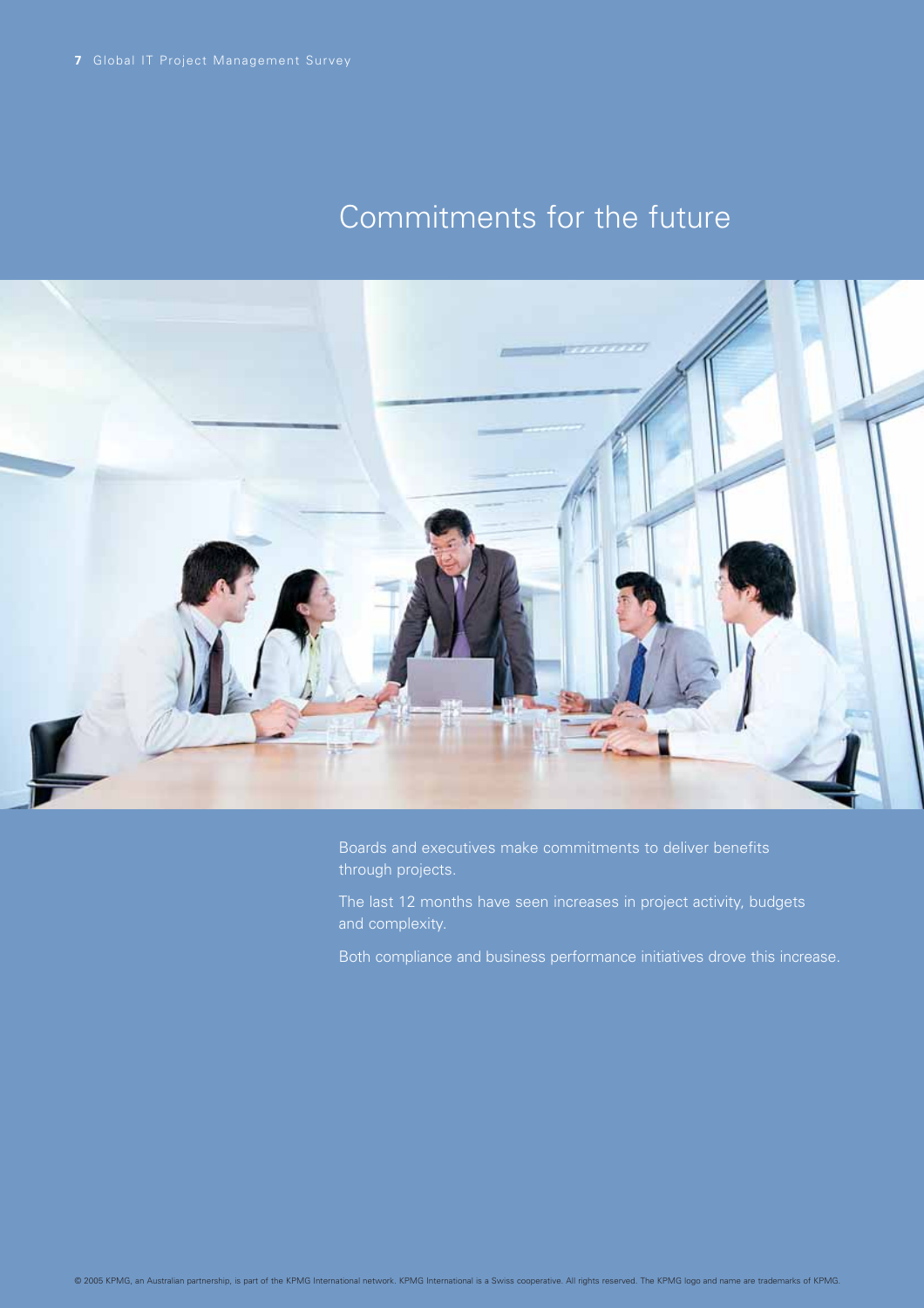# Commitments for the future

Boards and executives make commitments to deliver benefits through projects.

The last 12 months have seen increases in project activity, budgets and complexity.

Both compliance and business performance initiatives drove this increase.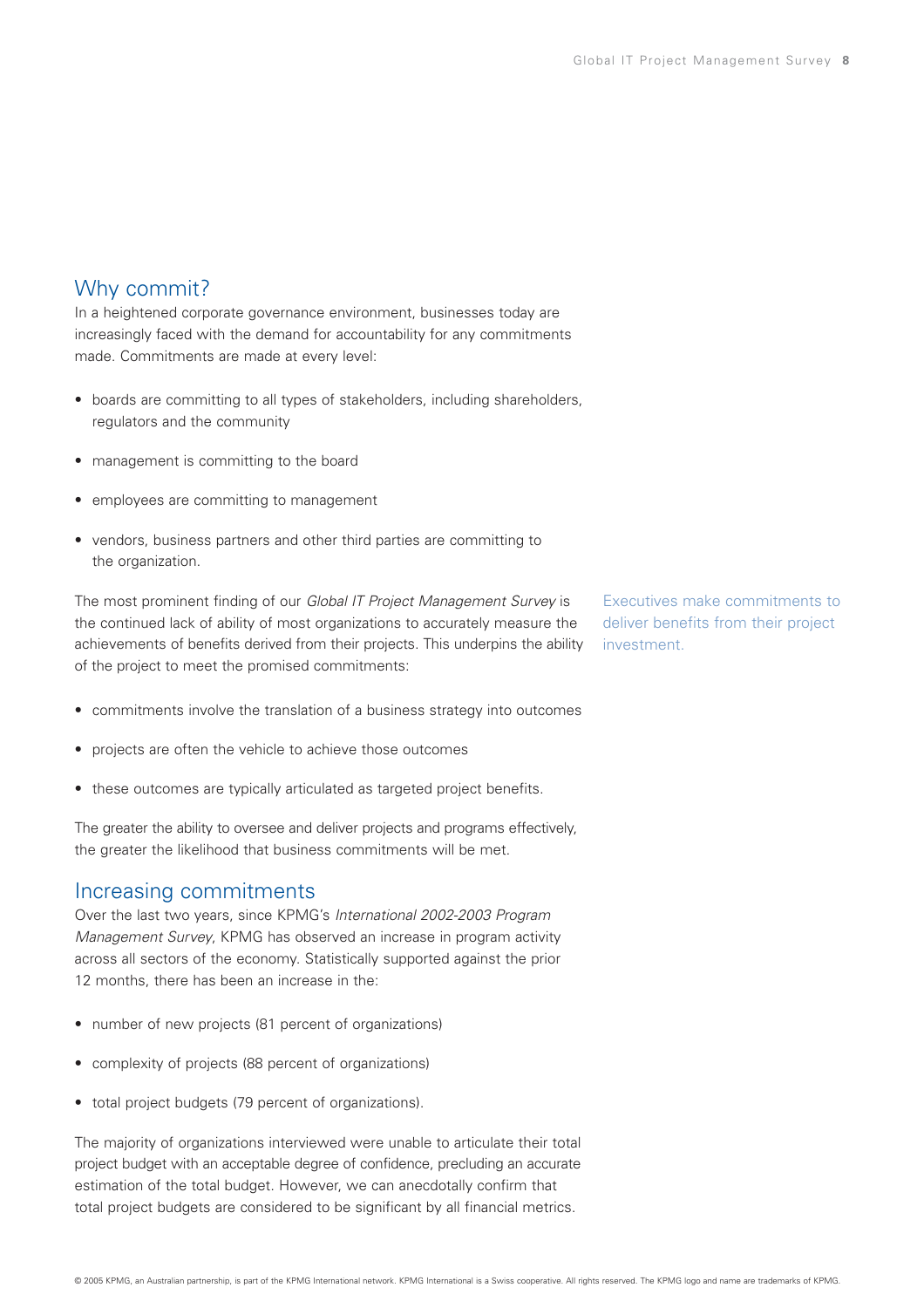## Why commit?

In a heightened corporate governance environment, businesses today are increasingly faced with the demand for accountability for any commitments made. Commitments are made at every level:

- boards are committing to all types of stakeholders, including shareholders, regulators and the community
- management is committing to the board
- employees are committing to management
- vendors, business partners and other third parties are committing to the organization.

The most prominent finding of our *Global IT Project Management Survey* is the continued lack of ability of most organizations to accurately measure the achievements of benefits derived from their projects. This underpins the ability of the project to meet the promised commitments:

Executives make commitments to deliver benefits from their project investment.

- commitments involve the translation of a business strategy into outcomes
- projects are often the vehicle to achieve those outcomes
- these outcomes are typically articulated as targeted project benefits.

The greater the ability to oversee and deliver projects and programs effectively, the greater the likelihood that business commitments will be met.

## Increasing commitments

Over the last two years, since KPMG's *International 2002-2003 Program Management Survey*, KPMG has observed an increase in program activity across all sectors of the economy. Statistically supported against the prior 12 months, there has been an increase in the:

- number of new projects (81 percent of organizations)
- complexity of projects (88 percent of organizations)
- total project budgets (79 percent of organizations).

The majority of organizations interviewed were unable to articulate their total project budget with an acceptable degree of confidence, precluding an accurate estimation of the total budget. However, we can anecdotally confirm that total project budgets are considered to be significant by all financial metrics.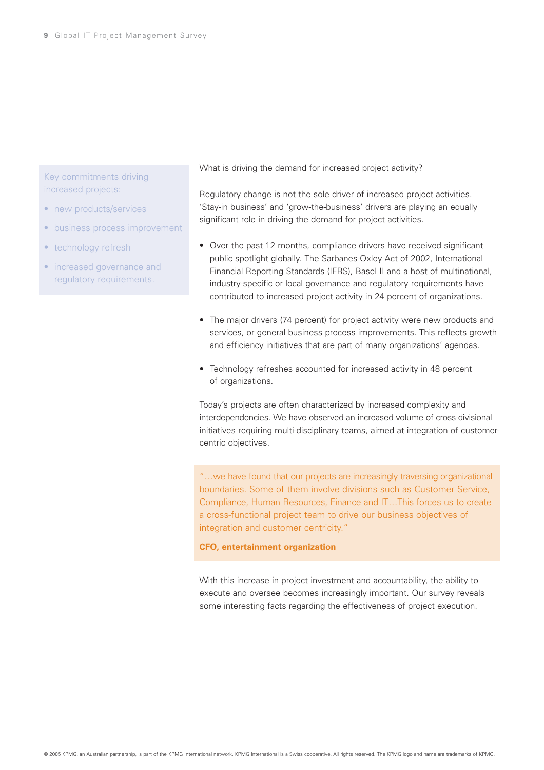Key commitments driving increased projects:

- new products/services
- business process improvement
- technology refresh
- increased governance and regulatory requirements.

What is driving the demand for increased project activity?

Regulatory change is not the sole driver of increased project activities. 'Stay-in business' and 'grow-the-business' drivers are playing an equally significant role in driving the demand for project activities.

- Over the past 12 months, compliance drivers have received significant public spotlight globally. The Sarbanes-Oxley Act of 2002, International Financial Reporting Standards (IFRS), Basel II and a host of multinational, industry-specific or local governance and regulatory requirements have contributed to increased project activity in 24 percent of organizations.
- The major drivers (74 percent) for project activity were new products and services, or general business process improvements. This reflects growth and efficiency initiatives that are part of many organizations' agendas.
- Technology refreshes accounted for increased activity in 48 percent of organizations.

Today's projects are often characterized by increased complexity and interdependencies. We have observed an increased volume of cross-divisional initiatives requiring multi-disciplinary teams, aimed at integration of customer-centric objectives.

> "…we have found that our projects are increasingly traversing organizational boundaries. Some of them involve divisions such as Customer Service, Compliance, Human Resources, Finance and IT…This forces us to create a cross-functional project team to drive our business objectives of integration and customer centricity."
>
> **CFO, entertainment organization**

With this increase in project investment and accountability, the ability to execute and oversee becomes increasingly important. Our survey reveals some interesting facts regarding the effectiveness of project execution.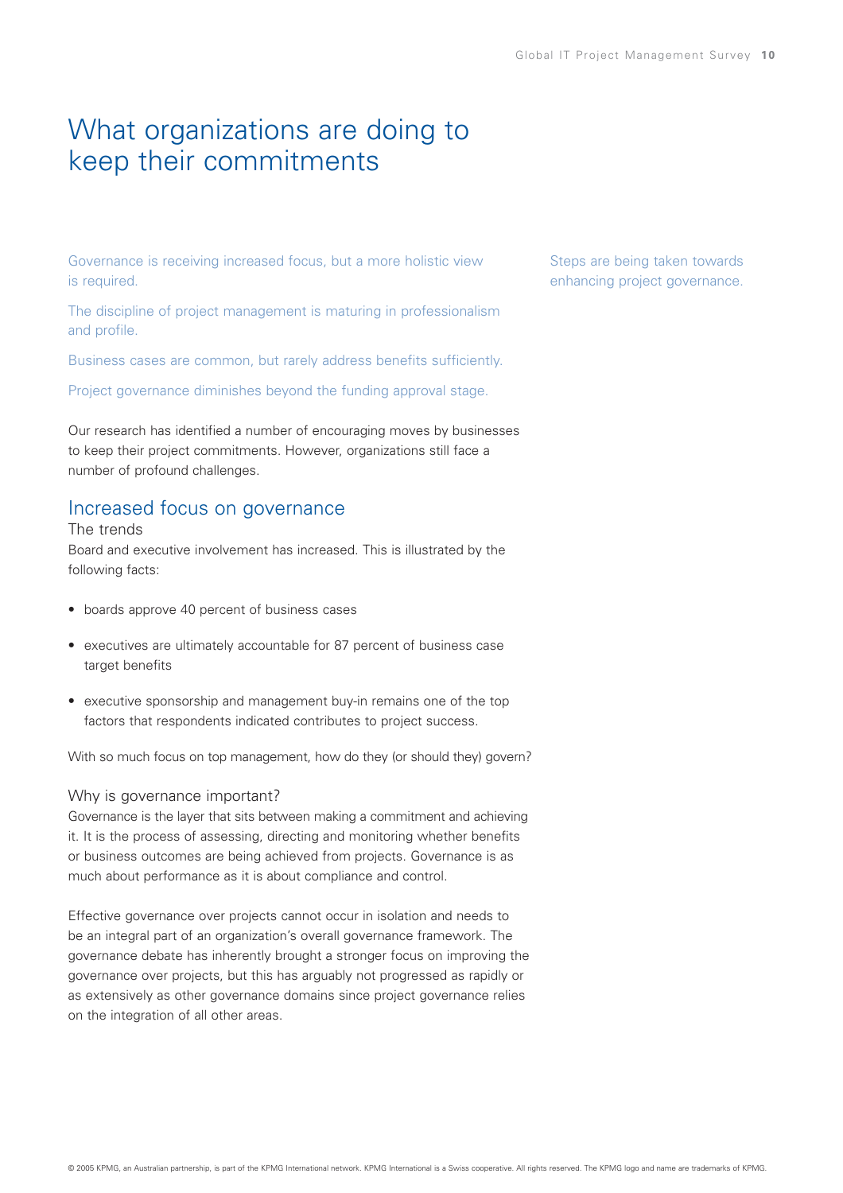# What organizations are doing to keep their commitments

Governance is receiving increased focus, but a more holistic view is required.

The discipline of project management is maturing in professionalism and profile.

Business cases are common, but rarely address benefits sufficiently.

Project governance diminishes beyond the funding approval stage.

Steps are being taken towards enhancing project governance.

Our research has identified a number of encouraging moves by businesses to keep their project commitments. However, organizations still face a number of profound challenges.

## Increased focus on governance

### The trends

Board and executive involvement has increased. This is illustrated by the following facts:

- boards approve 40 percent of business cases
- executives are ultimately accountable for 87 percent of business case target benefits
- executive sponsorship and management buy-in remains one of the top factors that respondents indicated contributes to project success.

With so much focus on top management, how do they (or should they) govern?

### Why is governance important?

Governance is the layer that sits between making a commitment and achieving it. It is the process of assessing, directing and monitoring whether benefits or business outcomes are being achieved from projects. Governance is as much about performance as it is about compliance and control.

Effective governance over projects cannot occur in isolation and needs to be an integral part of an organization's overall governance framework. The governance debate has inherently brought a stronger focus on improving the governance over projects, but this has arguably not progressed as rapidly or as extensively as other governance domains since project governance relies on the integration of all other areas.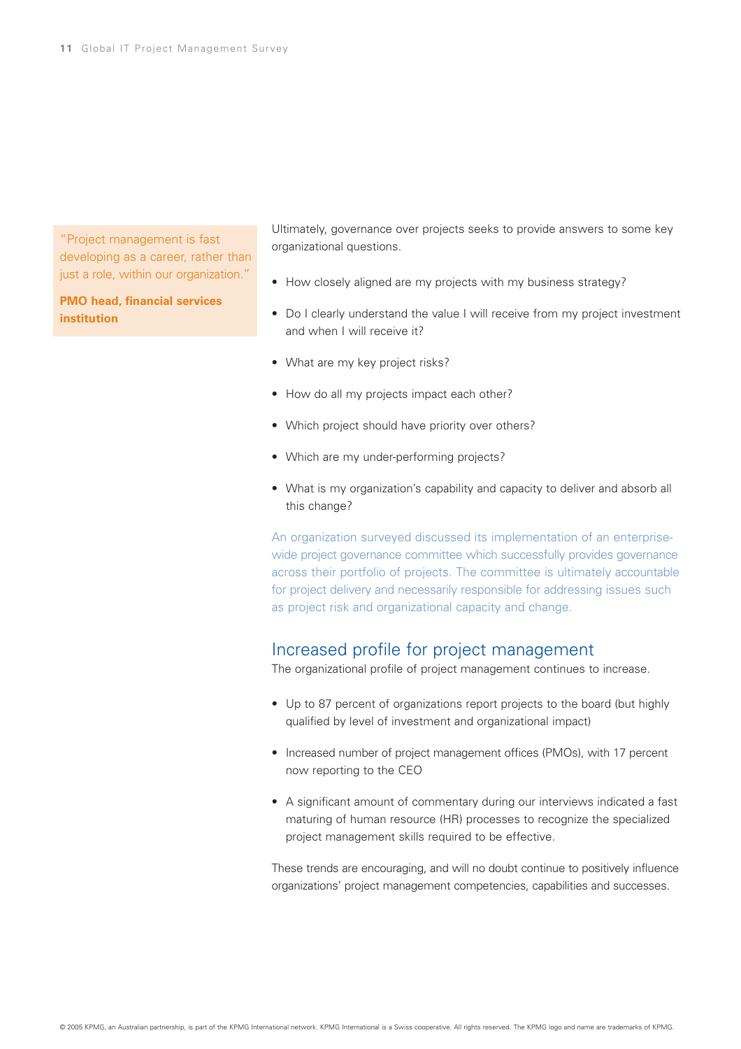> "Project management is fast developing as a career, rather than just a role, within our organization."
>
> **PMO head, financial services institution**

Ultimately, governance over projects seeks to provide answers to some key organizational questions.

- How closely aligned are my projects with my business strategy?
- Do I clearly understand the value I will receive from my project investment and when I will receive it?
- What are my key project risks?
- How do all my projects impact each other?
- Which project should have priority over others?
- Which are my under-performing projects?
- What is my organization's capability and capacity to deliver and absorb all this change?

An organization surveyed discussed its implementation of an enterprise-wide project governance committee which successfully provides governance across their portfolio of projects. The committee is ultimately accountable for project delivery and necessarily responsible for addressing issues such as project risk and organizational capacity and change.

## Increased profile for project management

The organizational profile of project management continues to increase.

- Up to 87 percent of organizations report projects to the board (but highly qualified by level of investment and organizational impact)
- Increased number of project management offices (PMOs), with 17 percent now reporting to the CEO
- A significant amount of commentary during our interviews indicated a fast maturing of human resource (HR) processes to recognize the specialized project management skills required to be effective.

These trends are encouraging, and will no doubt continue to positively influence organizations' project management competencies, capabilities and successes.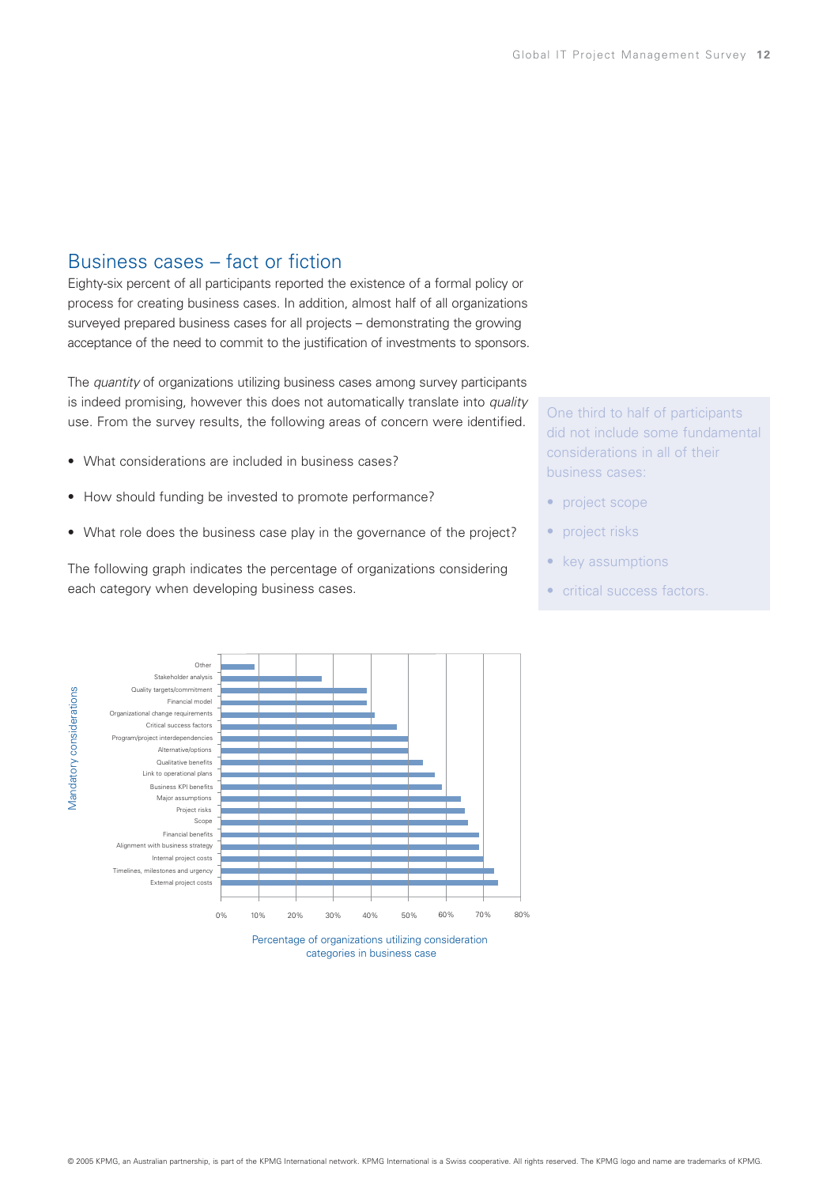## Business cases – fact or fiction

Eighty-six percent of all participants reported the existence of a formal policy or process for creating business cases. In addition, almost half of all organizations surveyed prepared business cases for all projects – demonstrating the growing acceptance of the need to commit to the justification of investments to sponsors.

The *quantity* of organizations utilizing business cases among survey participants is indeed promising, however this does not automatically translate into *quality* use. From the survey results, the following areas of concern were identified.

- What considerations are included in business cases?
- How should funding be invested to promote performance?
- What role does the business case play in the governance of the project?

The following graph indicates the percentage of organizations considering each category when developing business cases.

One third to half of participants did not include some fundamental considerations in all of their business cases:

- project scope
- project risks
- key assumptions
- critical success factors.

Mandatory considerations

- Other
- Stakeholder analysis
- Quality targets/commitment
- Financial model
- Organizational change requirements
- Critical success factors
- Program/project interdependencies
- Alternative/options
- Qualitative benefits
- Link to operational plans
- Business KPI benefits
- Major assumptions
- Project risks
- Scope
- Financial benefits
- Alignment with business strategy
- Internal project costs
- Timelines, milestones and urgency
- External project costs

0% 10% 20% 30% 40% 50% 60% 70% 80%

Percentage of organizations utilizing consideration categories in business case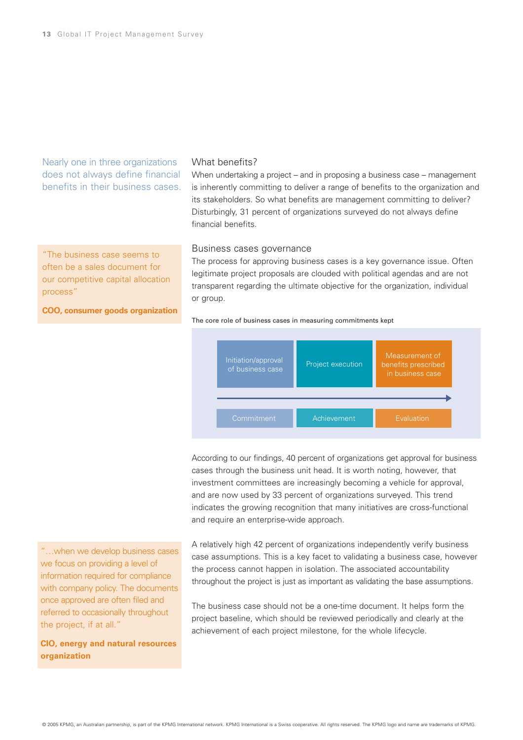Nearly one in three organizations does not always define financial benefits in their business cases.

## What benefits?

When undertaking a project – and in proposing a business case – management is inherently committing to deliver a range of benefits to the organization and its stakeholders. So what benefits are management committing to deliver? Disturbingly, 31 percent of organizations surveyed do not always define financial benefits.

> "The business case seems to often be a sales document for our competitive capital allocation process"
>
> **COO, consumer goods organization**

## Business cases governance

The process for approving business cases is a key governance issue. Often legitimate project proposals are clouded with political agendas and are not transparent regarding the ultimate objective for the organization, individual or group.

The core role of business cases in measuring commitments kept

| Initiation/approval of business case | Project execution | Measurement of benefits prescribed in business case |
|---|---|---|
| Commitment | Achievement | Evaluation |

According to our findings, 40 percent of organizations get approval for business cases through the business unit head. It is worth noting, however, that investment committees are increasingly becoming a vehicle for approval, and are now used by 33 percent of organizations surveyed. This trend indicates the growing recognition that many initiatives are cross-functional and require an enterprise-wide approach.

> "…when we develop business cases we focus on providing a level of information required for compliance with company policy. The documents once approved are often filed and referred to occasionally throughout the project, if at all."
>
> **CIO, energy and natural resources organization**

A relatively high 42 percent of organizations independently verify business case assumptions. This is a key facet to validating a business case, however the process cannot happen in isolation. The associated accountability throughout the project is just as important as validating the base assumptions.

The business case should not be a one-time document. It helps form the project baseline, which should be reviewed periodically and clearly at the achievement of each project milestone, for the whole lifecycle.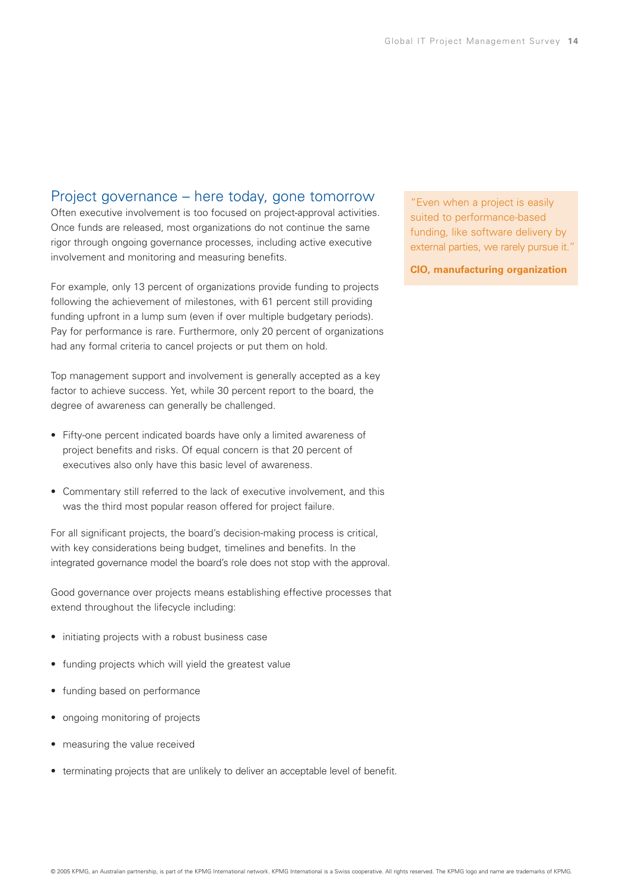## Project governance – here today, gone tomorrow

Often executive involvement is too focused on project-approval activities. Once funds are released, most organizations do not continue the same rigor through ongoing governance processes, including active executive involvement and monitoring and measuring benefits.

For example, only 13 percent of organizations provide funding to projects following the achievement of milestones, with 61 percent still providing funding upfront in a lump sum (even if over multiple budgetary periods). Pay for performance is rare. Furthermore, only 20 percent of organizations had any formal criteria to cancel projects or put them on hold.

Top management support and involvement is generally accepted as a key factor to achieve success. Yet, while 30 percent report to the board, the degree of awareness can generally be challenged.

- Fifty-one percent indicated boards have only a limited awareness of project benefits and risks. Of equal concern is that 20 percent of executives also only have this basic level of awareness.
- Commentary still referred to the lack of executive involvement, and this was the third most popular reason offered for project failure.

For all significant projects, the board's decision-making process is critical, with key considerations being budget, timelines and benefits. In the integrated governance model the board's role does not stop with the approval.

Good governance over projects means establishing effective processes that extend throughout the lifecycle including:

- initiating projects with a robust business case
- funding projects which will yield the greatest value
- funding based on performance
- ongoing monitoring of projects
- measuring the value received
- terminating projects that are unlikely to deliver an acceptable level of benefit.

> "Even when a project is easily suited to performance-based funding, like software delivery by external parties, we rarely pursue it."
>
> **CIO, manufacturing organization**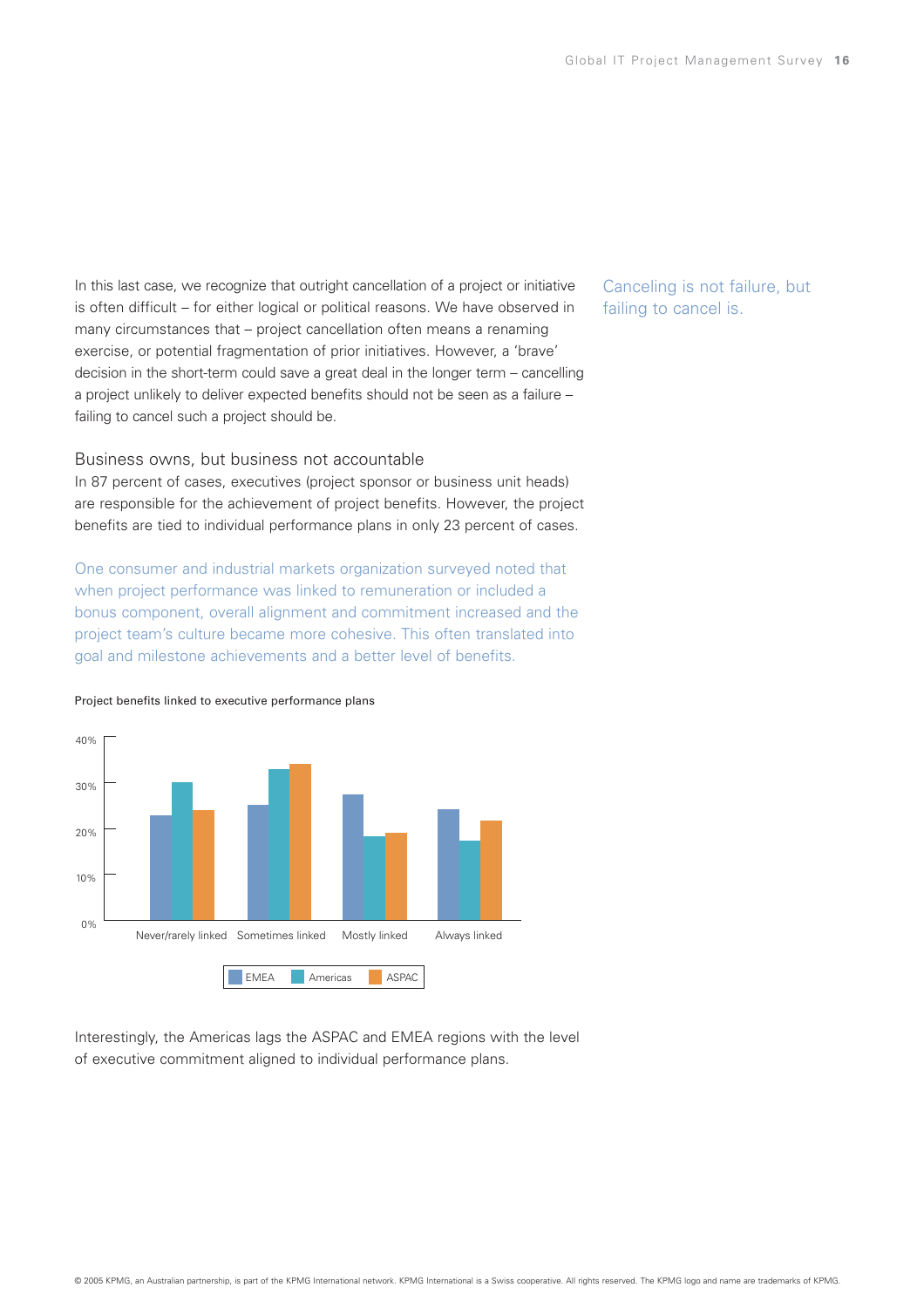In this last case, we recognize that outright cancellation of a project or initiative is often difficult – for either logical or political reasons. We have observed in many circumstances that – project cancellation often means a renaming exercise, or potential fragmentation of prior initiatives. However, a 'brave' decision in the short-term could save a great deal in the longer term – cancelling a project unlikely to deliver expected benefits should not be seen as a failure – failing to cancel such a project should be.

Canceling is not failure, but failing to cancel is.

### Business owns, but business not accountable

In 87 percent of cases, executives (project sponsor or business unit heads) are responsible for the achievement of project benefits. However, the project benefits are tied to individual performance plans in only 23 percent of cases.

One consumer and industrial markets organization surveyed noted that when project performance was linked to remuneration or included a bonus component, overall alignment and commitment increased and the project team's culture became more cohesive. This often translated into goal and milestone achievements and a better level of benefits.

Project benefits linked to executive performance plans

Interestingly, the Americas lags the ASPAC and EMEA regions with the level of executive commitment aligned to individual performance plans.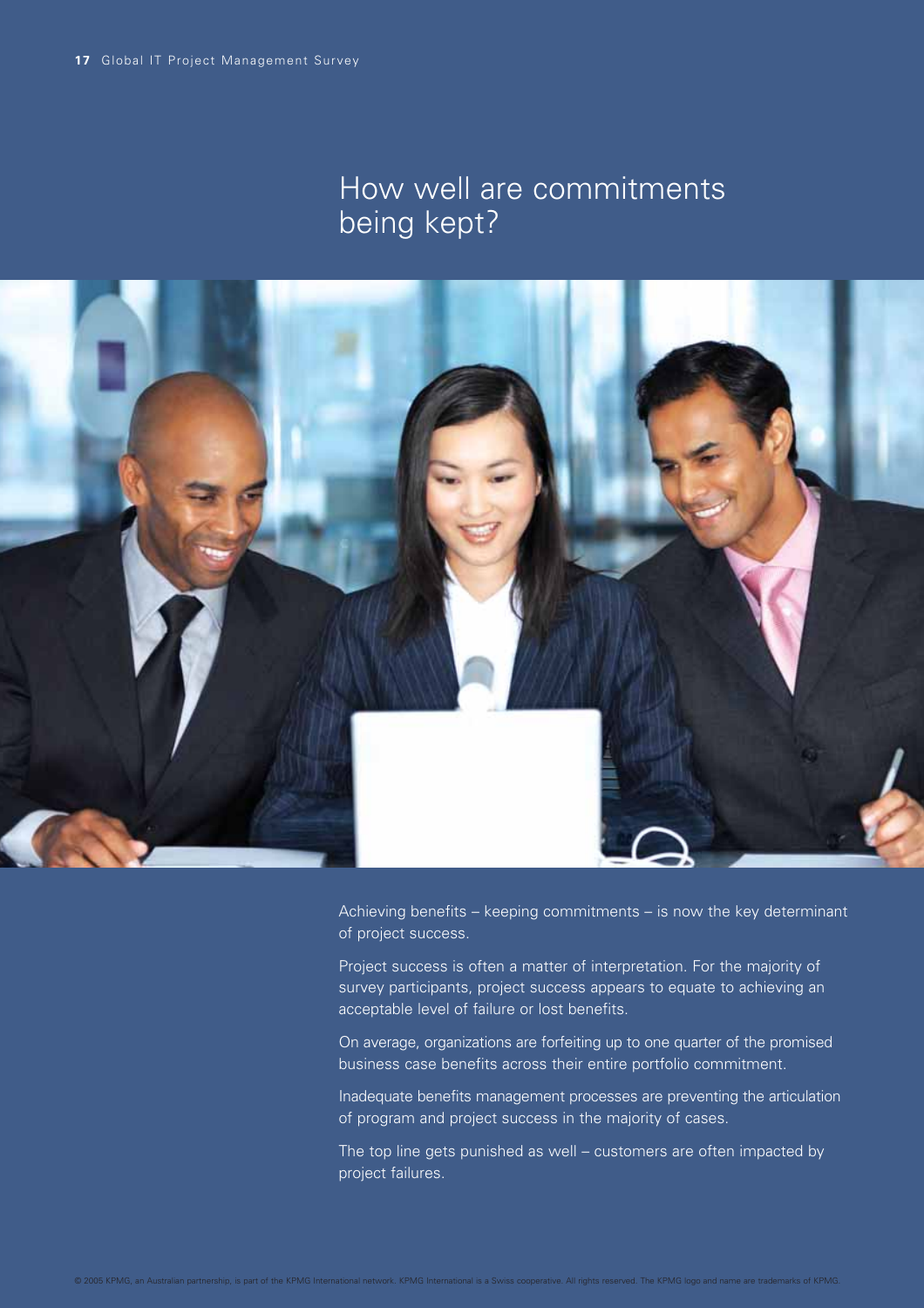# How well are commitments being kept?

Achieving benefits – keeping commitments – is now the key determinant of project success.

Project success is often a matter of interpretation. For the majority of survey participants, project success appears to equate to achieving an acceptable level of failure or lost benefits.

On average, organizations are forfeiting up to one quarter of the promised business case benefits across their entire portfolio commitment.

Inadequate benefits management processes are preventing the articulation of program and project success in the majority of cases.

The top line gets punished as well – customers are often impacted by project failures.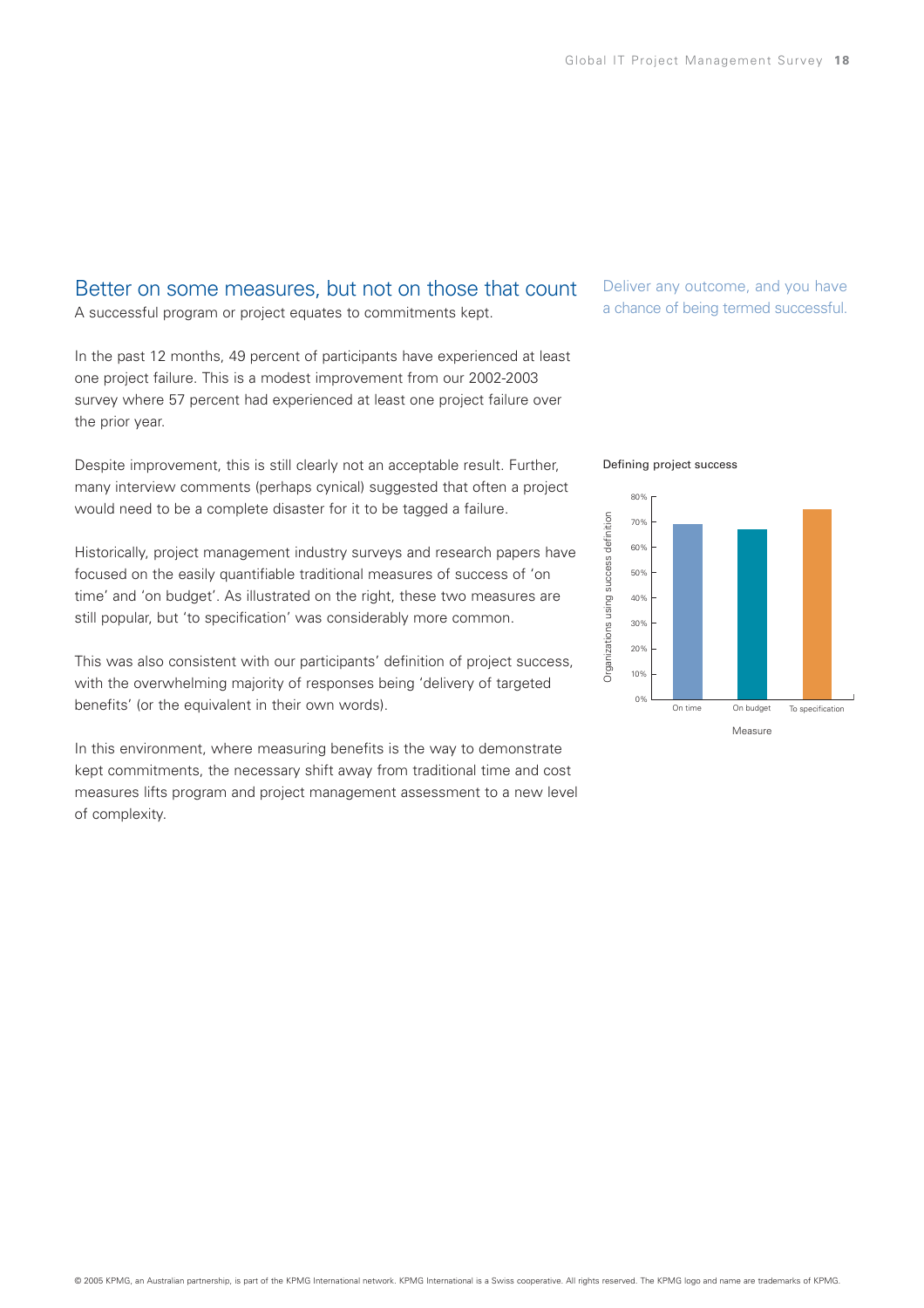## Better on some measures, but not on those that count

A successful program or project equates to commitments kept.

*Deliver any outcome, and you have a chance of being termed successful.*

In the past 12 months, 49 percent of participants have experienced at least one project failure. This is a modest improvement from our 2002-2003 survey where 57 percent had experienced at least one project failure over the prior year.

Despite improvement, this is still clearly not an acceptable result. Further, many interview comments (perhaps cynical) suggested that often a project would need to be a complete disaster for it to be tagged a failure.

Historically, project management industry surveys and research papers have focused on the easily quantifiable traditional measures of success of 'on time' and 'on budget'. As illustrated on the right, these two measures are still popular, but 'to specification' was considerably more common.

This was also consistent with our participants' definition of project success, with the overwhelming majority of responses being 'delivery of targeted benefits' (or the equivalent in their own words).

In this environment, where measuring benefits is the way to demonstrate kept commitments, the necessary shift away from traditional time and cost measures lifts program and project management assessment to a new level of complexity.

Defining project success

Organizations using success definition (0%–80%) by Measure: On time, On budget, To specification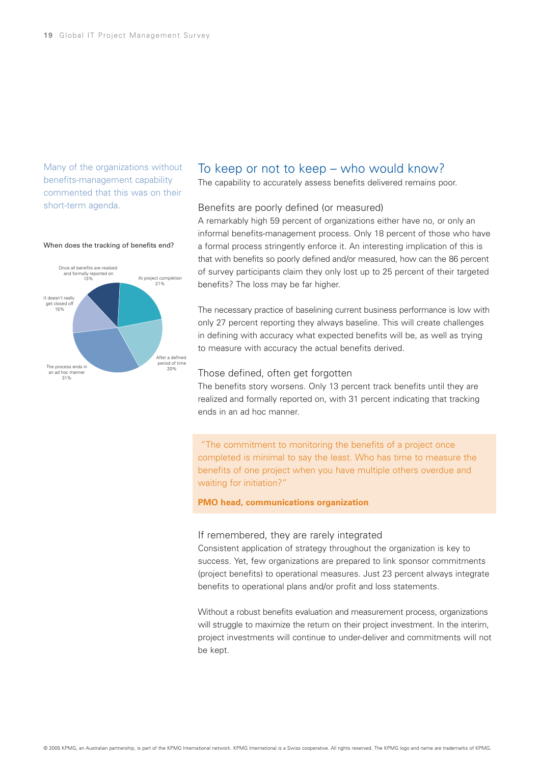Many of the organizations without benefits-management capability commented that this was on their short-term agenda.

When does the tracking of benefits end?

| Response | Percentage |
|---|---|
| Once all benefits are realized and formally reported on | 13% |
| At project completion | 21% |
| After a defined period of time | 20% |
| The process ends in an ad hoc manner | 31% |
| It doesn't really get closed off | 15% |

## To keep or not to keep – who would know?

The capability to accurately assess benefits delivered remains poor.

### Benefits are poorly defined (or measured)

A remarkably high 59 percent of organizations either have no, or only an informal benefits-management process. Only 18 percent of those who have a formal process stringently enforce it. An interesting implication of this is that with benefits so poorly defined and/or measured, how can the 86 percent of survey participants claim they only lost up to 25 percent of their targeted benefits? The loss may be far higher.

The necessary practice of baselining current business performance is low with only 27 percent reporting they always baseline. This will create challenges in defining with accuracy what expected benefits will be, as well as trying to measure with accuracy the actual benefits derived.

### Those defined, often get forgotten

The benefits story worsens. Only 13 percent track benefits until they are realized and formally reported on, with 31 percent indicating that tracking ends in an ad hoc manner.

> "The commitment to monitoring the benefits of a project once completed is minimal to say the least. Who has time to measure the benefits of one project when you have multiple others overdue and waiting for initiation?"
>
> **PMO head, communications organization**

### If remembered, they are rarely integrated

Consistent application of strategy throughout the organization is key to success. Yet, few organizations are prepared to link sponsor commitments (project benefits) to operational measures. Just 23 percent always integrate benefits to operational plans and/or profit and loss statements.

Without a robust benefits evaluation and measurement process, organizations will struggle to maximize the return on their project investment. In the interim, project investments will continue to under-deliver and commitments will not be kept.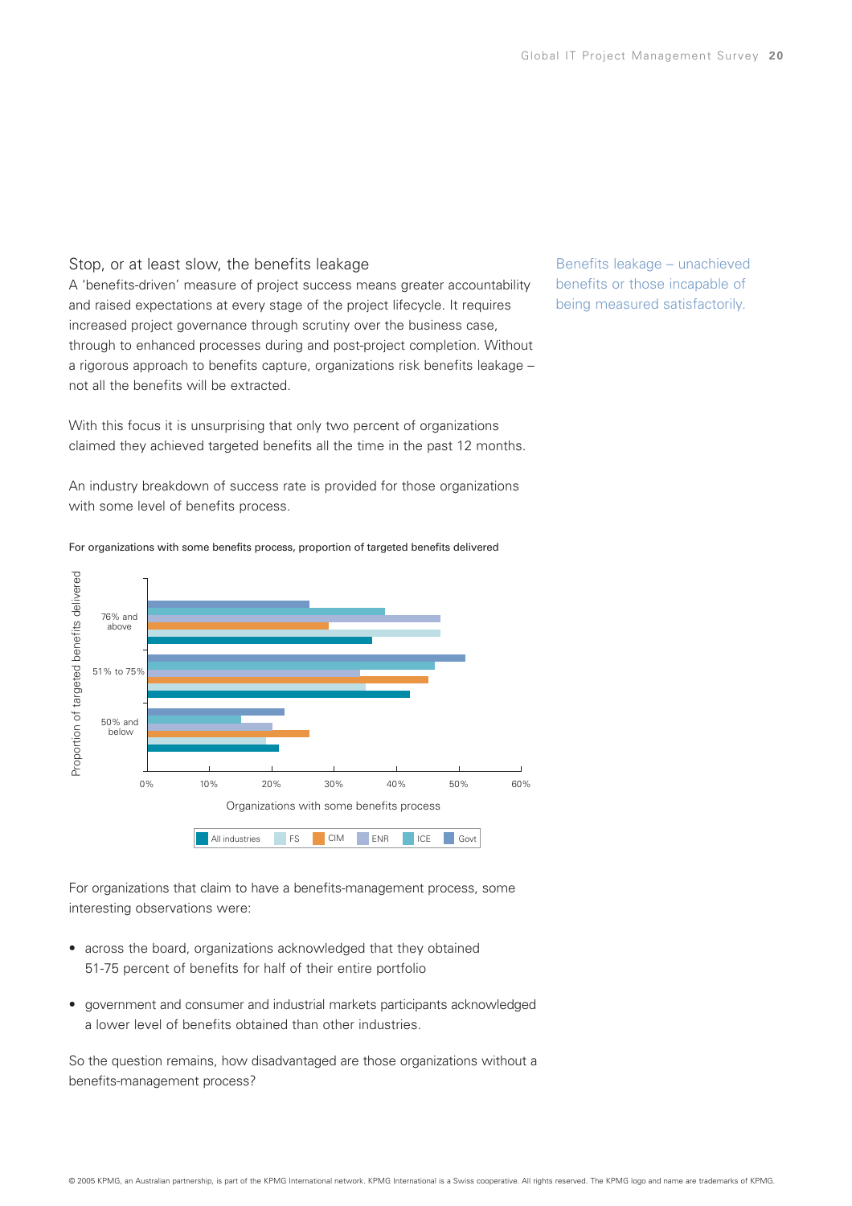## Stop, or at least slow, the benefits leakage

A 'benefits-driven' measure of project success means greater accountability and raised expectations at every stage of the project lifecycle. It requires increased project governance through scrutiny over the business case, through to enhanced processes during and post-project completion. Without a rigorous approach to benefits capture, organizations risk benefits leakage – not all the benefits will be extracted.

Benefits leakage – unachieved benefits or those incapable of being measured satisfactorily.

With this focus it is unsurprising that only two percent of organizations claimed they achieved targeted benefits all the time in the past 12 months.

An industry breakdown of success rate is provided for those organizations with some level of benefits process.

For organizations with some benefits process, proportion of targeted benefits delivered

| Proportion of targeted benefits delivered | All industries | FS | CIM | ENR | ICE | Govt |
|---|---|---|---|---|---|---|
| 76% and above | 36% | 47% | 29% | 47% | 38% | 26% |
| 51% to 75% | 42% | 35% | 45% | 34% | 46% | 51% |
| 50% and below | 21% | 19% | 26% | 20% | 15% | 22% |

Organizations with some benefits process

For organizations that claim to have a benefits-management process, some interesting observations were:

- across the board, organizations acknowledged that they obtained 51-75 percent of benefits for half of their entire portfolio
- government and consumer and industrial markets participants acknowledged a lower level of benefits obtained than other industries.

So the question remains, how disadvantaged are those organizations without a benefits-management process?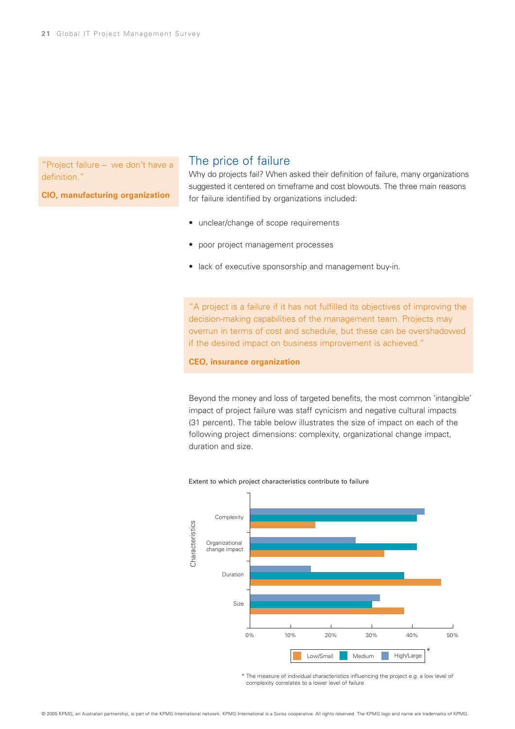> "Project failure – we don't have a definition."
>
> **CIO, manufacturing organization**

## The price of failure

Why do projects fail? When asked their definition of failure, many organizations suggested it centered on timeframe and cost blowouts. The three main reasons for failure identified by organizations included:

- unclear/change of scope requirements
- poor project management processes
- lack of executive sponsorship and management buy-in.

> "A project is a failure if it has not fulfilled its objectives of improving the decision-making capabilities of the management team. Projects may overrun in terms of cost and schedule, but these can be overshadowed if the desired impact on business improvement is achieved."
>
> **CEO, insurance organization**

Beyond the money and loss of targeted benefits, the most common 'intangible' impact of project failure was staff cynicism and negative cultural impacts (31 percent). The table below illustrates the size of impact on each of the following project dimensions: complexity, organizational change impact, duration and size.

Extent to which project characteristics contribute to failure

| Characteristics | Low/Small | Medium | High/Large* |
|---|---|---|---|
| Complexity | 16% | 41% | 43% |
| Organizational change impact | 33% | 41% | 26% |
| Duration | 47% | 38% | 15% |
| Size | 38% | 30% | 32% |

\* The measure of individual characteristics influencing the project e.g. a low level of complexity correlates to a lower level of failure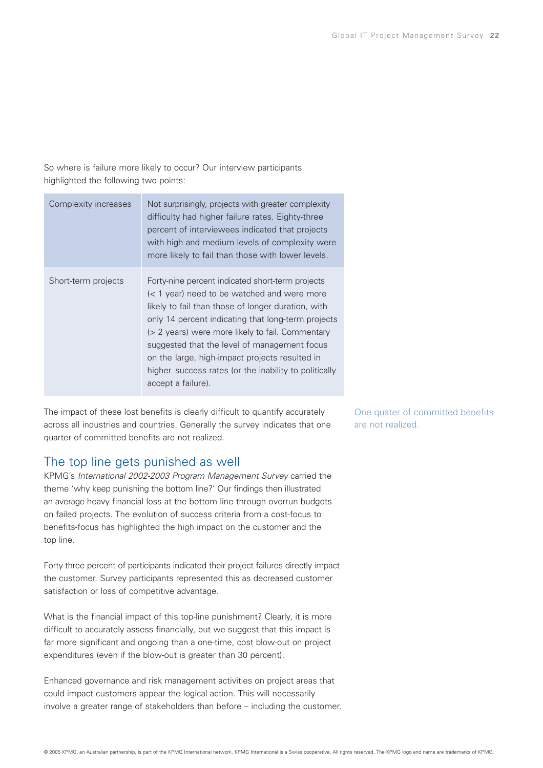So where is failure more likely to occur? Our interview participants highlighted the following two points:

| | |
|---|---|
| Complexity increases | Not surprisingly, projects with greater complexity difficulty had higher failure rates. Eighty-three percent of interviewees indicated that projects with high and medium levels of complexity were more likely to fail than those with lower levels. |
| Short-term projects | Forty-nine percent indicated short-term projects (< 1 year) need to be watched and were more likely to fail than those of longer duration, with only 14 percent indicating that long-term projects (> 2 years) were more likely to fail. Commentary suggested that the level of management focus on the large, high-impact projects resulted in higher success rates (or the inability to politically accept a failure). |

The impact of these lost benefits is clearly difficult to quantify accurately across all industries and countries. Generally the survey indicates that one quarter of committed benefits are not realized.

One quater of committed benefits are not realized.

## The top line gets punished as well

KPMG's *International 2002-2003 Program Management Survey* carried the theme 'why keep punishing the bottom line?' Our findings then illustrated an average heavy financial loss at the bottom line through overrun budgets on failed projects. The evolution of success criteria from a cost-focus to benefits-focus has highlighted the high impact on the customer and the top line.

Forty-three percent of participants indicated their project failures directly impact the customer. Survey participants represented this as decreased customer satisfaction or loss of competitive advantage.

What is the financial impact of this top-line punishment? Clearly, it is more difficult to accurately assess financially, but we suggest that this impact is far more significant and ongoing than a one-time, cost blow-out on project expenditures (even if the blow-out is greater than 30 percent).

Enhanced governance and risk management activities on project areas that could impact customers appear the logical action. This will necessarily involve a greater range of stakeholders than before – including the customer.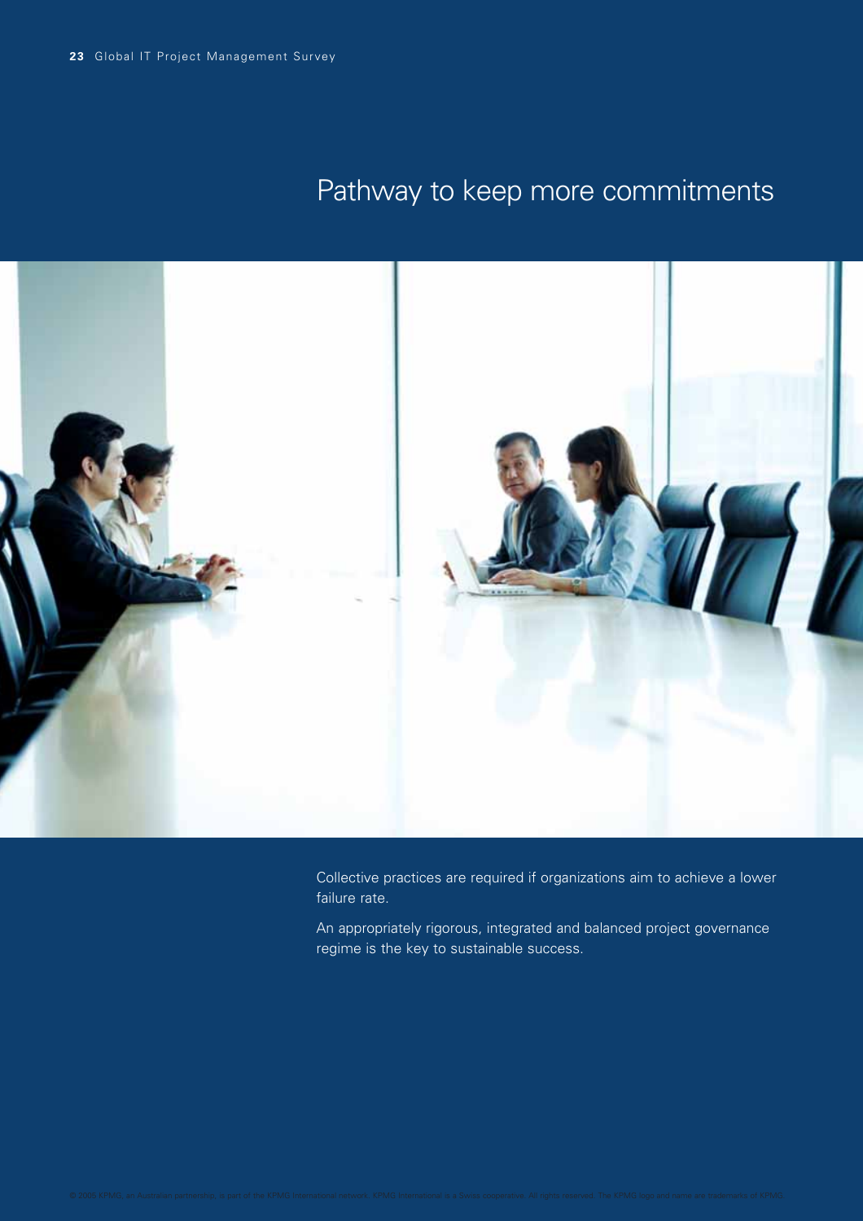# Pathway to keep more commitments

Collective practices are required if organizations aim to achieve a lower failure rate.

An appropriately rigorous, integrated and balanced project governance regime is the key to sustainable success.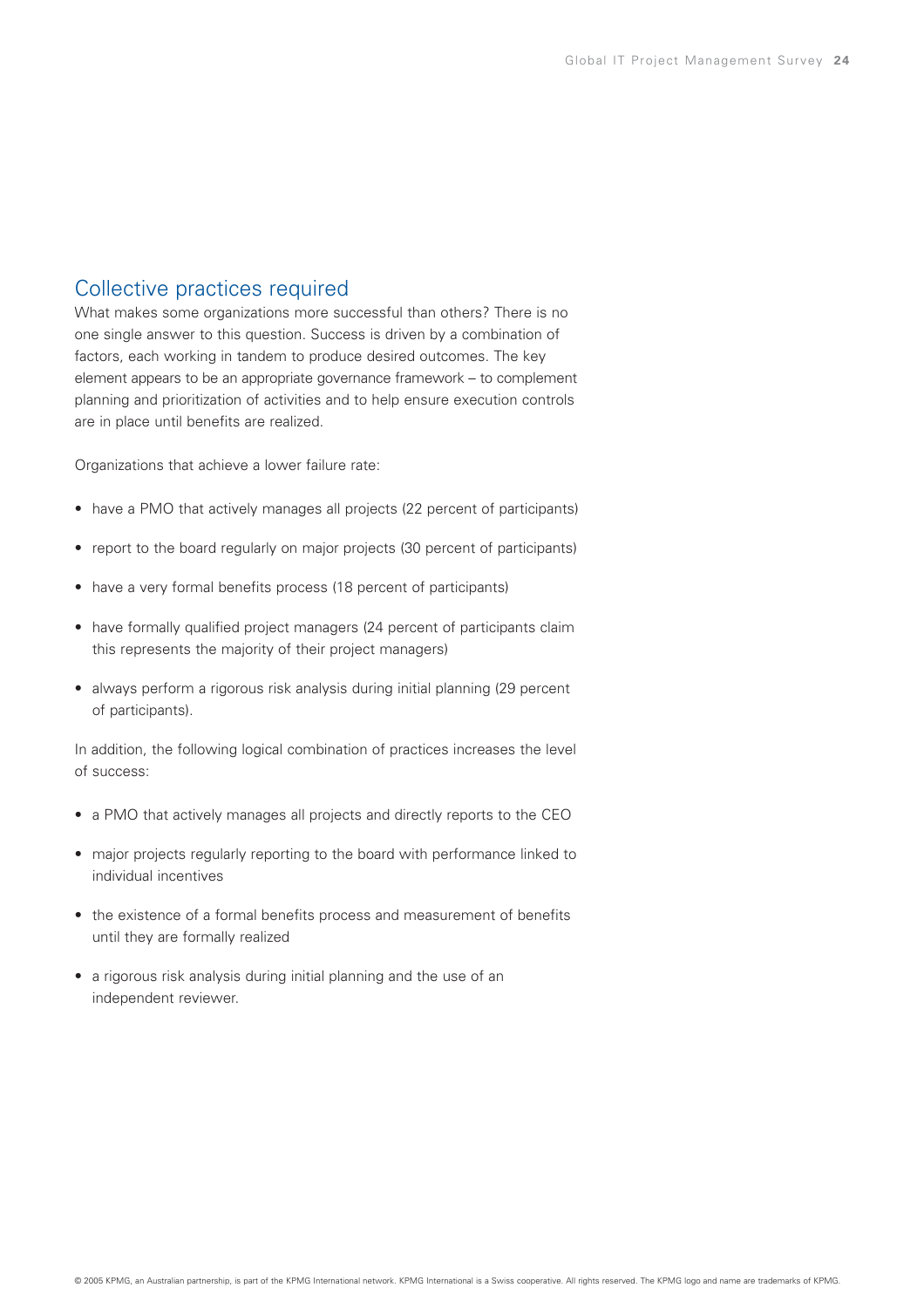## Collective practices required

What makes some organizations more successful than others? There is no one single answer to this question. Success is driven by a combination of factors, each working in tandem to produce desired outcomes. The key element appears to be an appropriate governance framework – to complement planning and prioritization of activities and to help ensure execution controls are in place until benefits are realized.

Organizations that achieve a lower failure rate:

- have a PMO that actively manages all projects (22 percent of participants)
- report to the board regularly on major projects (30 percent of participants)
- have a very formal benefits process (18 percent of participants)
- have formally qualified project managers (24 percent of participants claim this represents the majority of their project managers)
- always perform a rigorous risk analysis during initial planning (29 percent of participants).

In addition, the following logical combination of practices increases the level of success:

- a PMO that actively manages all projects and directly reports to the CEO
- major projects regularly reporting to the board with performance linked to individual incentives
- the existence of a formal benefits process and measurement of benefits until they are formally realized
- a rigorous risk analysis during initial planning and the use of an independent reviewer.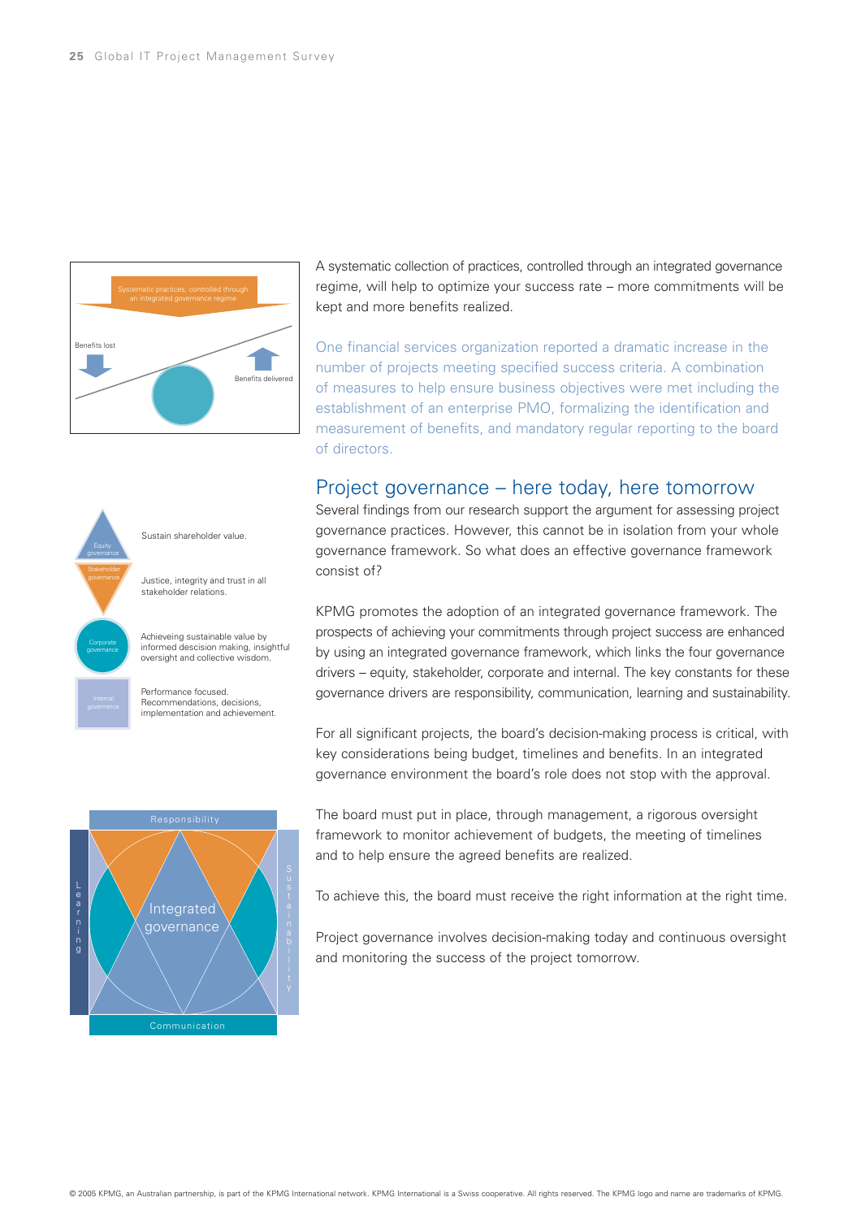Systematic practices, controlled through an integrated governance regime

Benefits lost

Benefits delivered

Equity governance — Sustain shareholder value.

Stakeholder governance — Justice, integrity and trust in all stakeholder relations.

Corporate governance — Achieveing sustainable value by informed descision making, insightful oversight and collective wisdom.

Internal governance — Performance focused. Recommendations, decisions, implementation and achievement.

Responsibility

Learning

Integrated governance

Sustainability

Communication

A systematic collection of practices, controlled through an integrated governance regime, will help to optimize your success rate – more commitments will be kept and more benefits realized.

One financial services organization reported a dramatic increase in the number of projects meeting specified success criteria. A combination of measures to help ensure business objectives were met including the establishment of an enterprise PMO, formalizing the identification and measurement of benefits, and mandatory regular reporting to the board of directors.

## Project governance – here today, here tomorrow

Several findings from our research support the argument for assessing project governance practices. However, this cannot be in isolation from your whole governance framework. So what does an effective governance framework consist of?

KPMG promotes the adoption of an integrated governance framework. The prospects of achieving your commitments through project success are enhanced by using an integrated governance framework, which links the four governance drivers – equity, stakeholder, corporate and internal. The key constants for these governance drivers are responsibility, communication, learning and sustainability.

For all significant projects, the board's decision-making process is critical, with key considerations being budget, timelines and benefits. In an integrated governance environment the board's role does not stop with the approval.

The board must put in place, through management, a rigorous oversight framework to monitor achievement of budgets, the meeting of timelines and to help ensure the agreed benefits are realized.

To achieve this, the board must receive the right information at the right time.

Project governance involves decision-making today and continuous oversight and monitoring the success of the project tomorrow.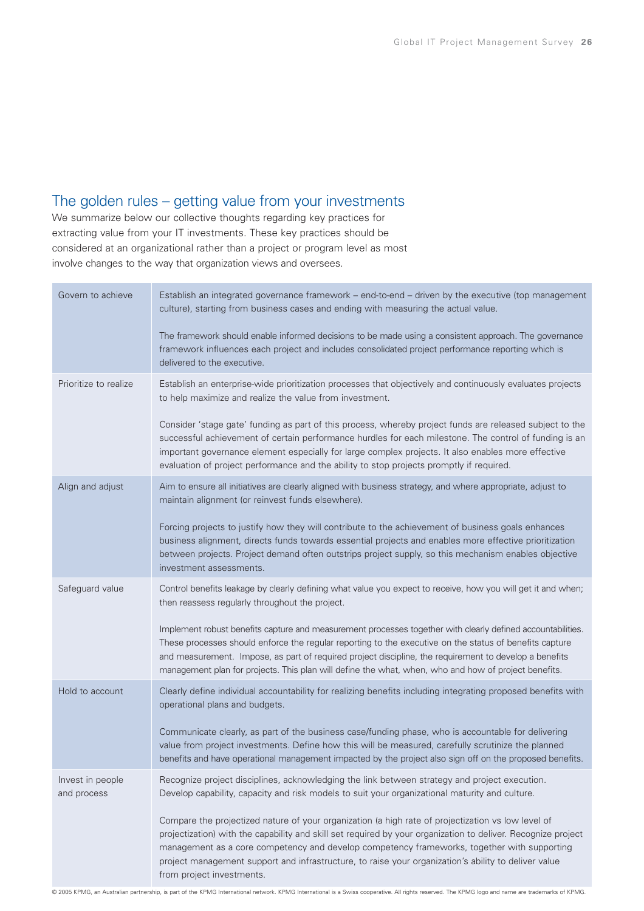## The golden rules – getting value from your investments

We summarize below our collective thoughts regarding key practices for extracting value from your IT investments. These key practices should be considered at an organizational rather than a project or program level as most involve changes to the way that organization views and oversees.

| | |
|---|---|
| Govern to achieve | Establish an integrated governance framework – end-to-end – driven by the executive (top management culture), starting from business cases and ending with measuring the actual value.<br><br>The framework should enable informed decisions to be made using a consistent approach. The governance framework influences each project and includes consolidated project performance reporting which is delivered to the executive. |
| Prioritize to realize | Establish an enterprise-wide prioritization processes that objectively and continuously evaluates projects to help maximize and realize the value from investment.<br><br>Consider 'stage gate' funding as part of this process, whereby project funds are released subject to the successful achievement of certain performance hurdles for each milestone. The control of funding is an important governance element especially for large complex projects. It also enables more effective evaluation of project performance and the ability to stop projects promptly if required. |
| Align and adjust | Aim to ensure all initiatives are clearly aligned with business strategy, and where appropriate, adjust to maintain alignment (or reinvest funds elsewhere).<br><br>Forcing projects to justify how they will contribute to the achievement of business goals enhances business alignment, directs funds towards essential projects and enables more effective prioritization between projects. Project demand often outstrips project supply, so this mechanism enables objective investment assessments. |
| Safeguard value | Control benefits leakage by clearly defining what value you expect to receive, how you will get it and when; then reassess regularly throughout the project.<br><br>Implement robust benefits capture and measurement processes together with clearly defined accountabilities. These processes should enforce the regular reporting to the executive on the status of benefits capture and measurement. Impose, as part of required project discipline, the requirement to develop a benefits management plan for projects. This plan will define the what, when, who and how of project benefits. |
| Hold to account | Clearly define individual accountability for realizing benefits including integrating proposed benefits with operational plans and budgets.<br><br>Communicate clearly, as part of the business case/funding phase, who is accountable for delivering value from project investments. Define how this will be measured, carefully scrutinize the planned benefits and have operational management impacted by the project also sign off on the proposed benefits. |
| Invest in people and process | Recognize project disciplines, acknowledging the link between strategy and project execution. Develop capability, capacity and risk models to suit your organizational maturity and culture.<br><br>Compare the projectized nature of your organization (a high rate of projectization vs low level of projectization) with the capability and skill set required by your organization to deliver. Recognize project management as a core competency and develop competency frameworks, together with supporting project management support and infrastructure, to raise your organization's ability to deliver value from project investments. |

© 2005 KPMG, an Australian partnership, is part of the KPMG International network. KPMG International is a Swiss cooperative. All rights reserved. The KPMG logo and name are trademarks of KPMG.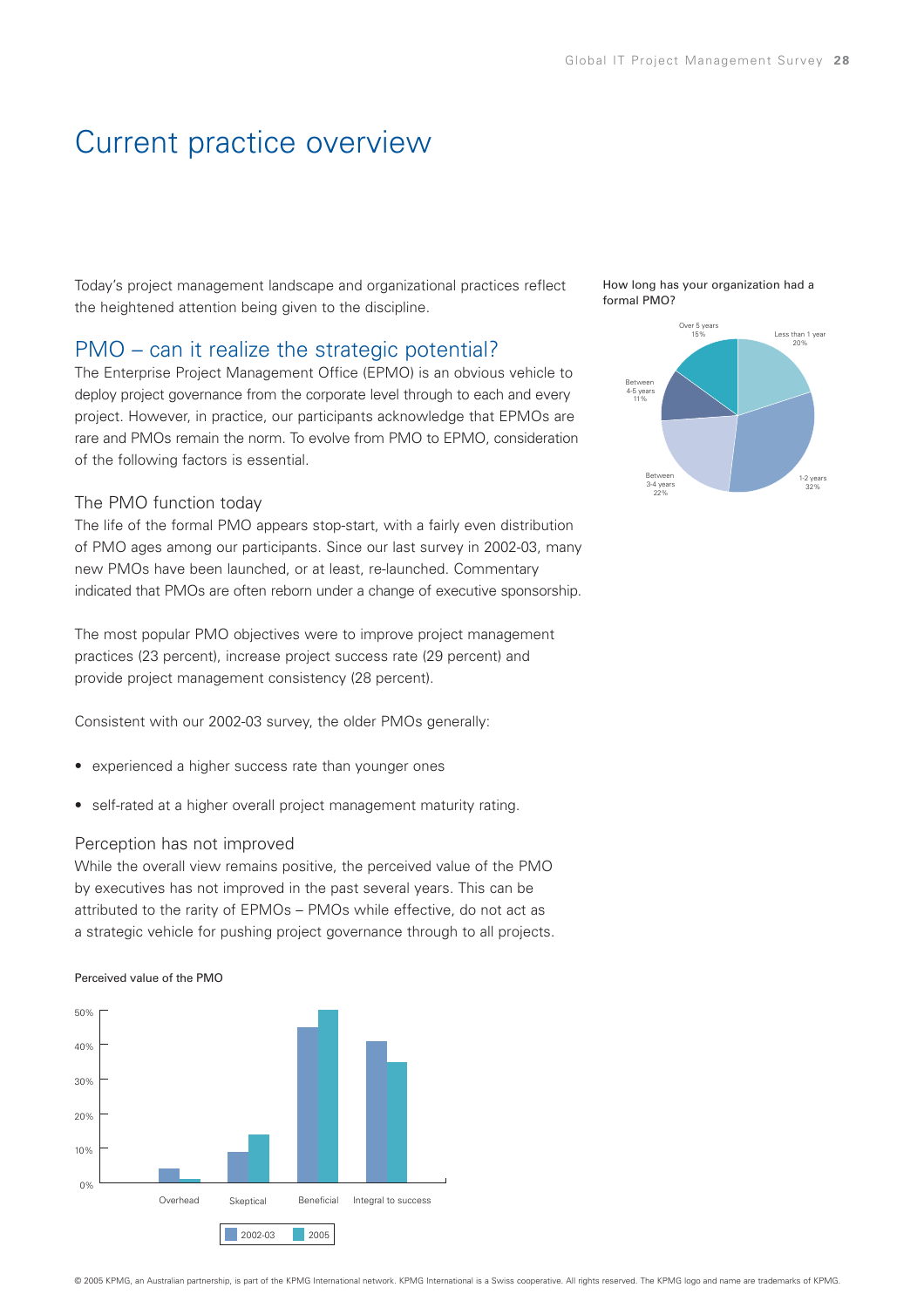# Current practice overview

Today's project management landscape and organizational practices reflect the heightened attention being given to the discipline.

## PMO – can it realize the strategic potential?

The Enterprise Project Management Office (EPMO) is an obvious vehicle to deploy project governance from the corporate level through to each and every project. However, in practice, our participants acknowledge that EPMOs are rare and PMOs remain the norm. To evolve from PMO to EPMO, consideration of the following factors is essential.

### The PMO function today

The life of the formal PMO appears stop-start, with a fairly even distribution of PMO ages among our participants. Since our last survey in 2002-03, many new PMOs have been launched, or at least, re-launched. Commentary indicated that PMOs are often reborn under a change of executive sponsorship.

The most popular PMO objectives were to improve project management practices (23 percent), increase project success rate (29 percent) and provide project management consistency (28 percent).

Consistent with our 2002-03 survey, the older PMOs generally:

- experienced a higher success rate than younger ones
- self-rated at a higher overall project management maturity rating.

### Perception has not improved

While the overall view remains positive, the perceived value of the PMO by executives has not improved in the past several years. This can be attributed to the rarity of EPMOs – PMOs while effective, do not act as a strategic vehicle for pushing project governance through to all projects.

Perceived value of the PMO

How long has your organization had a formal PMO?

| Duration | Percentage |
|---|---|
| Less than 1 year | 20% |
| 1-2 years | 32% |
| Between 3-4 years | 22% |
| Between 4-5 years | 11% |
| Over 5 years | 15% |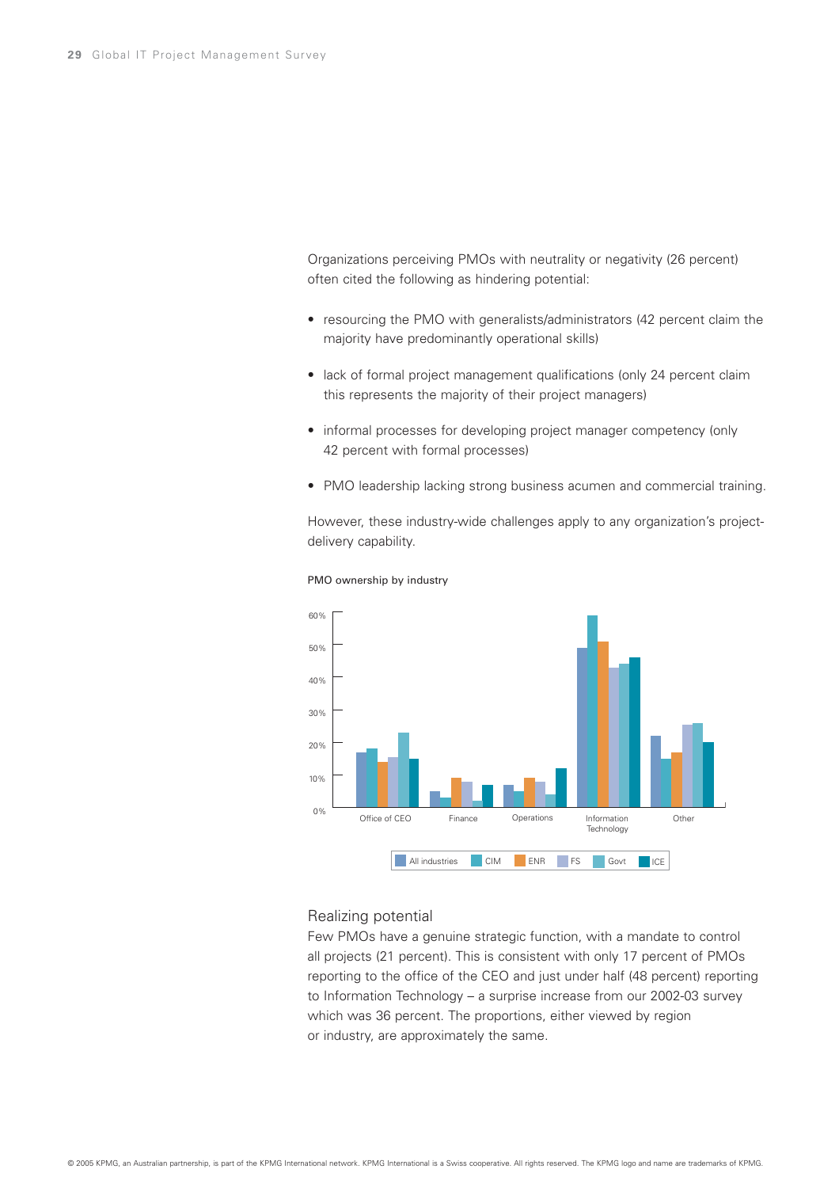Organizations perceiving PMOs with neutrality or negativity (26 percent) often cited the following as hindering potential:

- resourcing the PMO with generalists/administrators (42 percent claim the majority have predominantly operational skills)
- lack of formal project management qualifications (only 24 percent claim this represents the majority of their project managers)
- informal processes for developing project manager competency (only 42 percent with formal processes)
- PMO leadership lacking strong business acumen and commercial training.

However, these industry-wide challenges apply to any organization's project-delivery capability.

PMO ownership by industry

## Realizing potential

Few PMOs have a genuine strategic function, with a mandate to control all projects (21 percent). This is consistent with only 17 percent of PMOs reporting to the office of the CEO and just under half (48 percent) reporting to Information Technology – a surprise increase from our 2002-03 survey which was 36 percent. The proportions, either viewed by region or industry, are approximately the same.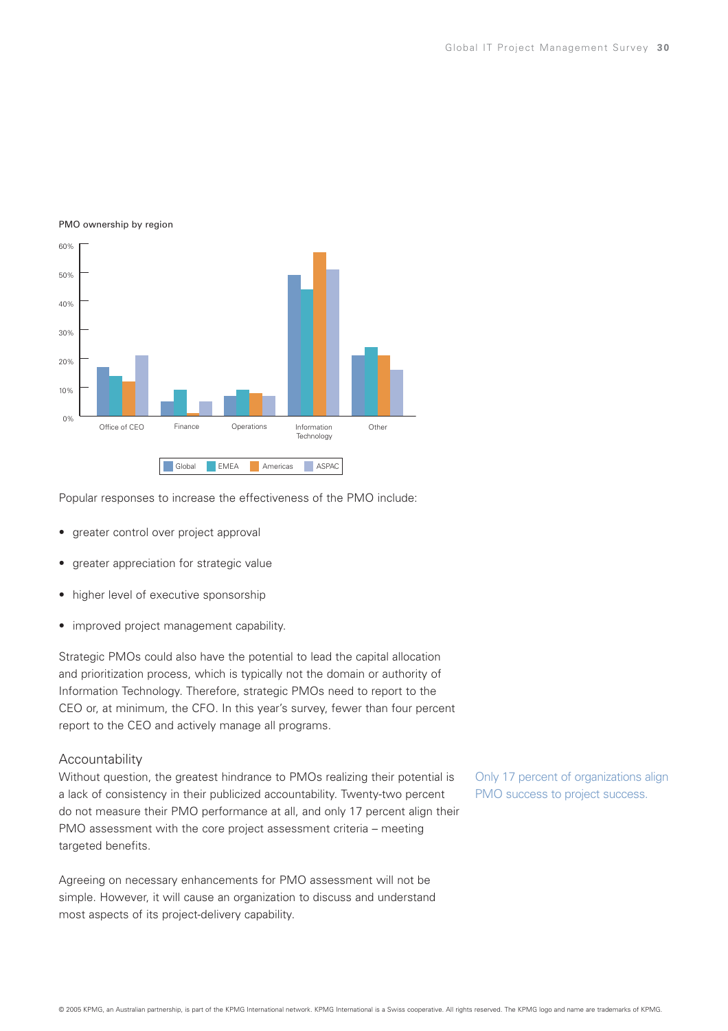PMO ownership by region

Popular responses to increase the effectiveness of the PMO include:

- greater control over project approval
- greater appreciation for strategic value
- higher level of executive sponsorship
- improved project management capability.

Strategic PMOs could also have the potential to lead the capital allocation and prioritization process, which is typically not the domain or authority of Information Technology. Therefore, strategic PMOs need to report to the CEO or, at minimum, the CFO. In this year's survey, fewer than four percent report to the CEO and actively manage all programs.

## Accountability

Without question, the greatest hindrance to PMOs realizing their potential is a lack of consistency in their publicized accountability. Twenty-two percent do not measure their PMO performance at all, and only 17 percent align their PMO assessment with the core project assessment criteria – meeting targeted benefits.

Only 17 percent of organizations align PMO success to project success.

Agreeing on necessary enhancements for PMO assessment will not be simple. However, it will cause an organization to discuss and understand most aspects of its project-delivery capability.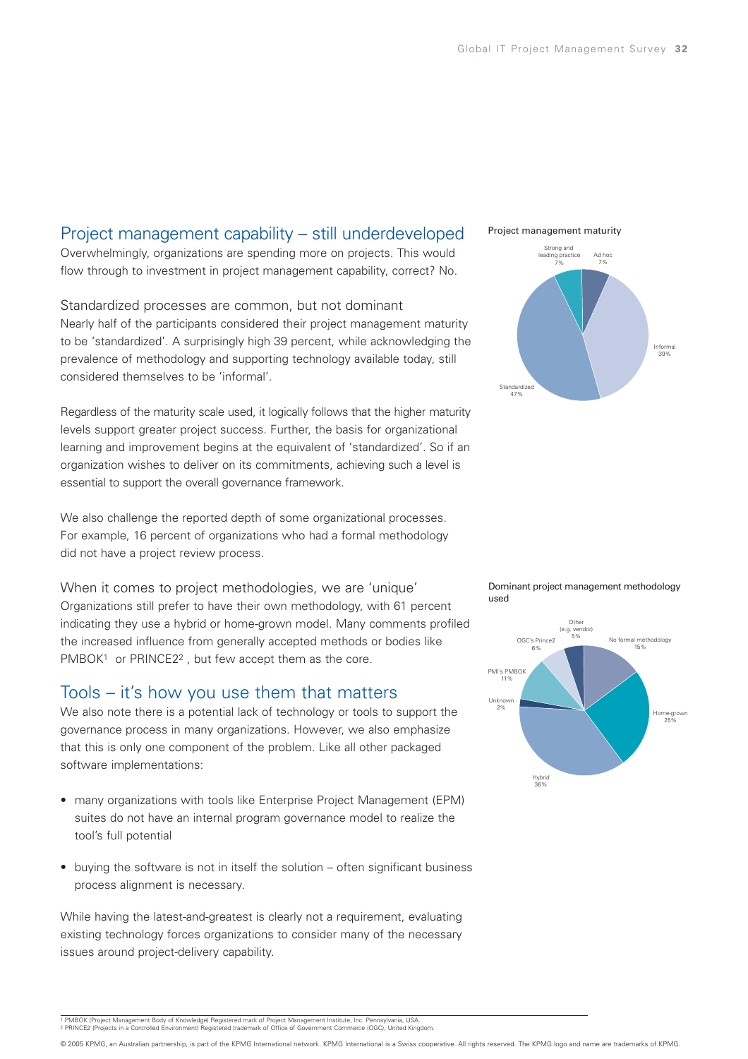## Project management capability – still underdeveloped

Overwhelmingly, organizations are spending more on projects. This would flow through to investment in project management capability, correct? No.

### Standardized processes are common, but not dominant

Nearly half of the participants considered their project management maturity to be 'standardized'. A surprisingly high 39 percent, while acknowledging the prevalence of methodology and supporting technology available today, still considered themselves to be 'informal'.

Regardless of the maturity scale used, it logically follows that the higher maturity levels support greater project success. Further, the basis for organizational learning and improvement begins at the equivalent of 'standardized'. So if an organization wishes to deliver on its commitments, achieving such a level is essential to support the overall governance framework.

We also challenge the reported depth of some organizational processes. For example, 16 percent of organizations who had a formal methodology did not have a project review process.

### When it comes to project methodologies, we are 'unique'

Organizations still prefer to have their own methodology, with 61 percent indicating they use a hybrid or home-grown model. Many comments profiled the increased influence from generally accepted methods or bodies like PMBOK[1] or PRINCE2[2] , but few accept them as the core.

## Tools – it's how you use them that matters

We also note there is a potential lack of technology or tools to support the governance process in many organizations. However, we also emphasize that this is only one component of the problem. Like all other packaged software implementations:

- many organizations with tools like Enterprise Project Management (EPM) suites do not have an internal program governance model to realize the tool's full potential
- buying the software is not in itself the solution – often significant business process alignment is necessary.

While having the latest-and-greatest is clearly not a requirement, evaluating existing technology forces organizations to consider many of the necessary issues around project-delivery capability.

Project management maturity

| Maturity | Percent |
|---|---|
| Strong and leading practice | 7% |
| Ad hoc | 7% |
| Informal | 39% |
| Standardized | 47% |

Dominant project management methodology used

| Methodology | Percent |
|---|---|
| Other (e.g. vendor) | 5% |
| No formal methodology | 15% |
| Home-grown | 25% |
| Hybrid | 36% |
| Unknown | 2% |
| PMI's PMBOK | 11% |
| OGC's Prince2 | 6% |

[1] PMBOK (Project Management Body of Knowledge) Registered mark of Project Management Institute, Inc. Pennsylvania, USA.
[2] PRINCE2 (Projects in a Controlled Environment) Registered trademark of Office of Government Commerce (OGC), United Kingdom.

© 2005 KPMG, an Australian partnership, is part of the KPMG International network. KPMG International is a Swiss cooperative. All rights reserved. The KPMG logo and name are trademarks of KPMG.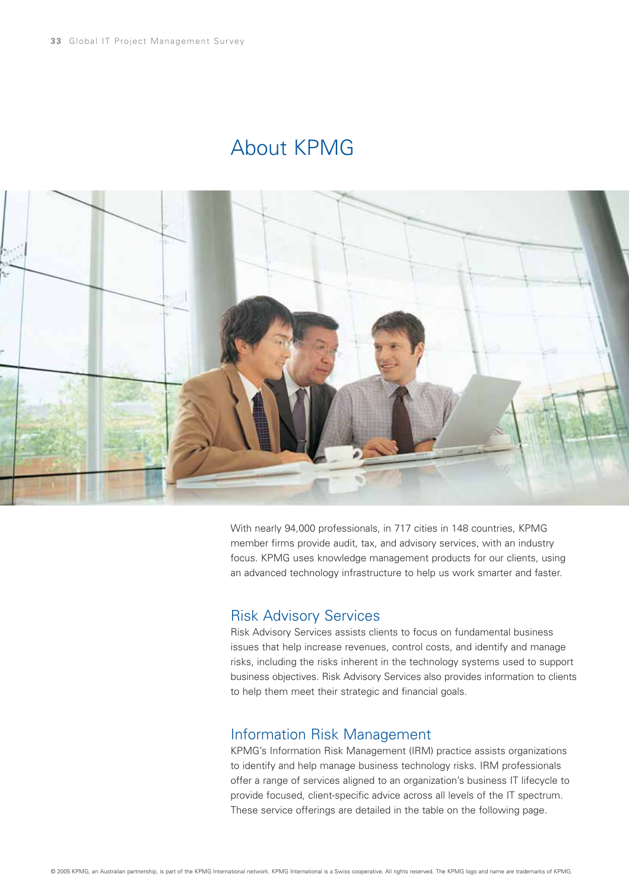# About KPMG

With nearly 94,000 professionals, in 717 cities in 148 countries, KPMG member firms provide audit, tax, and advisory services, with an industry focus. KPMG uses knowledge management products for our clients, using an advanced technology infrastructure to help us work smarter and faster.

## Risk Advisory Services

Risk Advisory Services assists clients to focus on fundamental business issues that help increase revenues, control costs, and identify and manage risks, including the risks inherent in the technology systems used to support business objectives. Risk Advisory Services also provides information to clients to help them meet their strategic and financial goals.

## Information Risk Management

KPMG's Information Risk Management (IRM) practice assists organizations to identify and help manage business technology risks. IRM professionals offer a range of services aligned to an organization's business IT lifecycle to provide focused, client-specific advice across all levels of the IT spectrum. These service offerings are detailed in the table on the following page.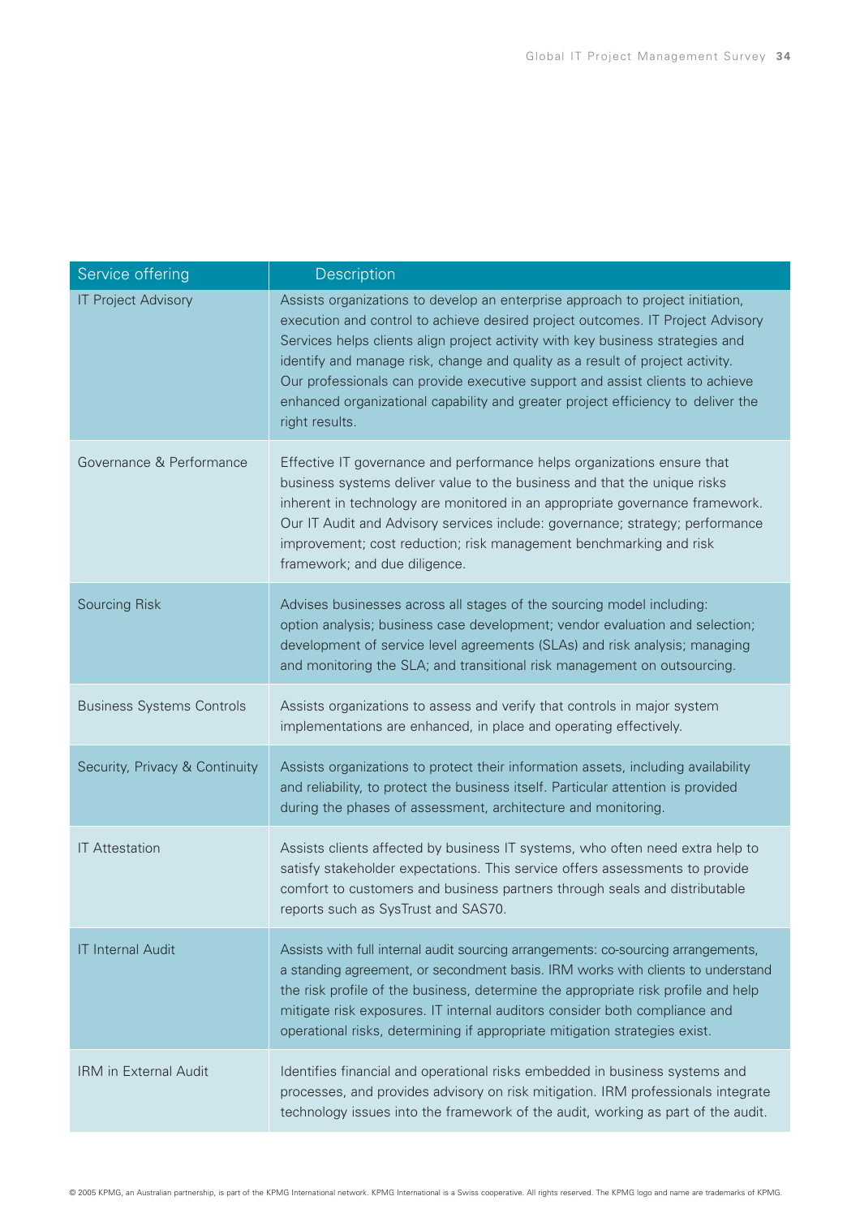| Service offering | Description |
|---|---|
| IT Project Advisory | Assists organizations to develop an enterprise approach to project initiation, execution and control to achieve desired project outcomes. IT Project Advisory Services helps clients align project activity with key business strategies and identify and manage risk, change and quality as a result of project activity. Our professionals can provide executive support and assist clients to achieve enhanced organizational capability and greater project efficiency to deliver the right results. |
| Governance & Performance | Effective IT governance and performance helps organizations ensure that business systems deliver value to the business and that the unique risks inherent in technology are monitored in an appropriate governance framework. Our IT Audit and Advisory services include: governance; strategy; performance improvement; cost reduction; risk management benchmarking and risk framework; and due diligence. |
| Sourcing Risk | Advises businesses across all stages of the sourcing model including: option analysis; business case development; vendor evaluation and selection; development of service level agreements (SLAs) and risk analysis; managing and monitoring the SLA; and transitional risk management on outsourcing. |
| Business Systems Controls | Assists organizations to assess and verify that controls in major system implementations are enhanced, in place and operating effectively. |
| Security, Privacy & Continuity | Assists organizations to protect their information assets, including availability and reliability, to protect the business itself. Particular attention is provided during the phases of assessment, architecture and monitoring. |
| IT Attestation | Assists clients affected by business IT systems, who often need extra help to satisfy stakeholder expectations. This service offers assessments to provide comfort to customers and business partners through seals and distributable reports such as SysTrust and SAS70. |
| IT Internal Audit | Assists with full internal audit sourcing arrangements: co-sourcing arrangements, a standing agreement, or secondment basis. IRM works with clients to understand the risk profile of the business, determine the appropriate risk profile and help mitigate risk exposures. IT internal auditors consider both compliance and operational risks, determining if appropriate mitigation strategies exist. |
| IRM in External Audit | Identifies financial and operational risks embedded in business systems and processes, and provides advisory on risk mitigation. IRM professionals integrate technology issues into the framework of the audit, working as part of the audit. |

© 2005 KPMG, an Australian partnership, is part of the KPMG International network. KPMG International is a Swiss cooperative. All rights reserved. The KPMG logo and name are trademarks of KPMG.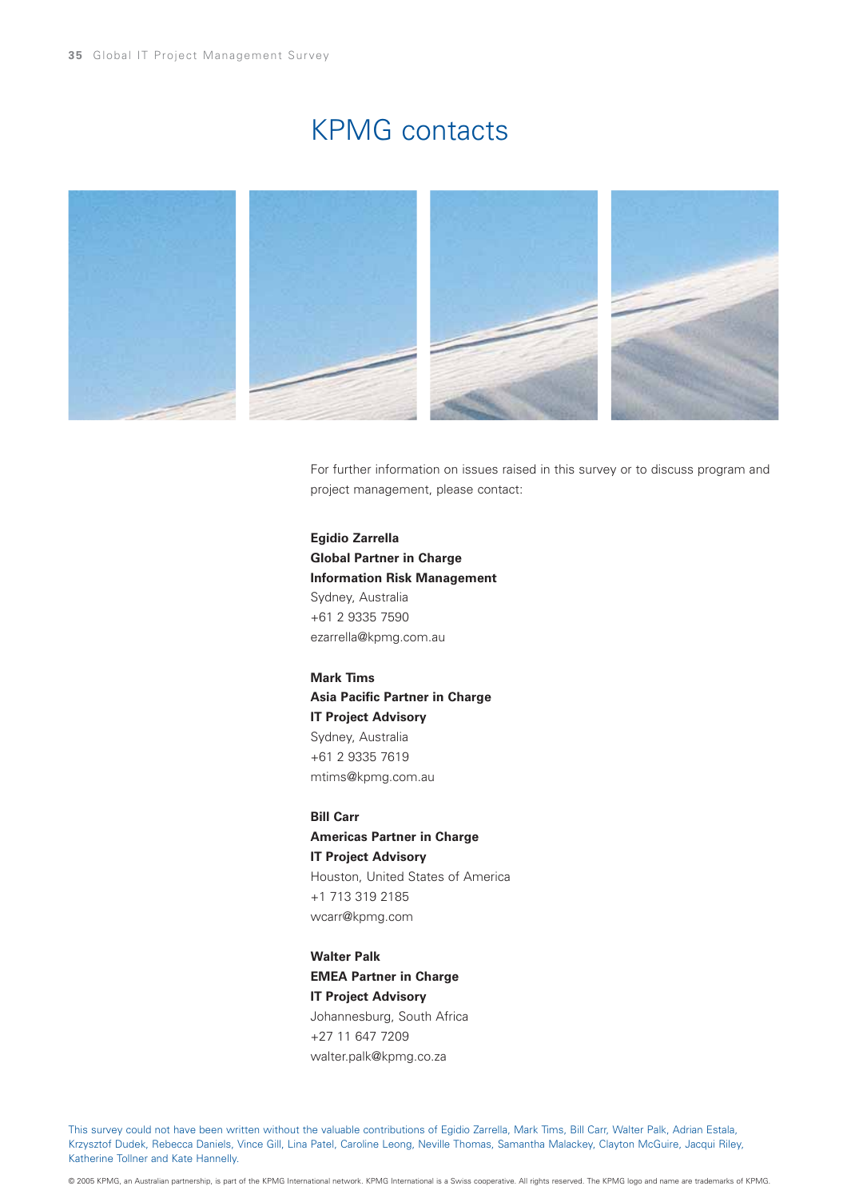# KPMG contacts

For further information on issues raised in this survey or to discuss program and project management, please contact:

**Egidio Zarrella**
**Global Partner in Charge**
**Information Risk Management**
Sydney, Australia
+61 2 9335 7590
ezarrella@kpmg.com.au

**Mark Tims**
**Asia Pacific Partner in Charge**
**IT Project Advisory**
Sydney, Australia
+61 2 9335 7619
mtims@kpmg.com.au

**Bill Carr**
**Americas Partner in Charge**
**IT Project Advisory**
Houston, United States of America
+1 713 319 2185
wcarr@kpmg.com

**Walter Palk**
**EMEA Partner in Charge**
**IT Project Advisory**
Johannesburg, South Africa
+27 11 647 7209
walter.palk@kpmg.co.za

This survey could not have been written without the valuable contributions of Egidio Zarrella, Mark Tims, Bill Carr, Walter Palk, Adrian Estala, Krzysztof Dudek, Rebecca Daniels, Vince Gill, Lina Patel, Caroline Leong, Neville Thomas, Samantha Malackey, Clayton McGuire, Jacqui Riley, Katherine Tollner and Kate Hannelly.

© 2005 KPMG, an Australian partnership, is part of the KPMG International network. KPMG International is a Swiss cooperative. All rights reserved. The KPMG logo and name are trademarks of KPMG.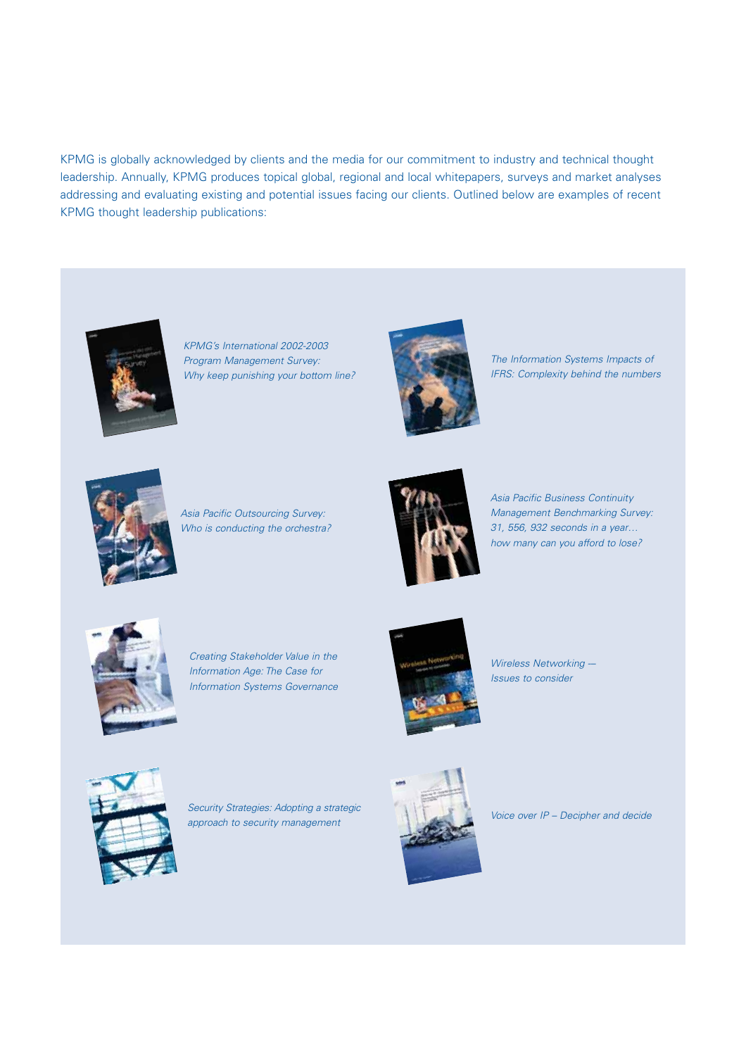KPMG is globally acknowledged by clients and the media for our commitment to industry and technical thought leadership. Annually, KPMG produces topical global, regional and local whitepapers, surveys and market analyses addressing and evaluating existing and potential issues facing our clients. Outlined below are examples of recent KPMG thought leadership publications:

*KPMG's International 2002-2003 Program Management Survey: Why keep punishing your bottom line?*

*The Information Systems Impacts of IFRS: Complexity behind the numbers*

*Asia Pacific Outsourcing Survey: Who is conducting the orchestra?*

*Asia Pacific Business Continuity Management Benchmarking Survey: 31, 556, 932 seconds in a year… how many can you afford to lose?*

*Creating Stakeholder Value in the Information Age: The Case for Information Systems Governance*

*Wireless Networking — Issues to consider*

*Security Strategies: Adopting a strategic approach to security management*

*Voice over IP – Decipher and decide*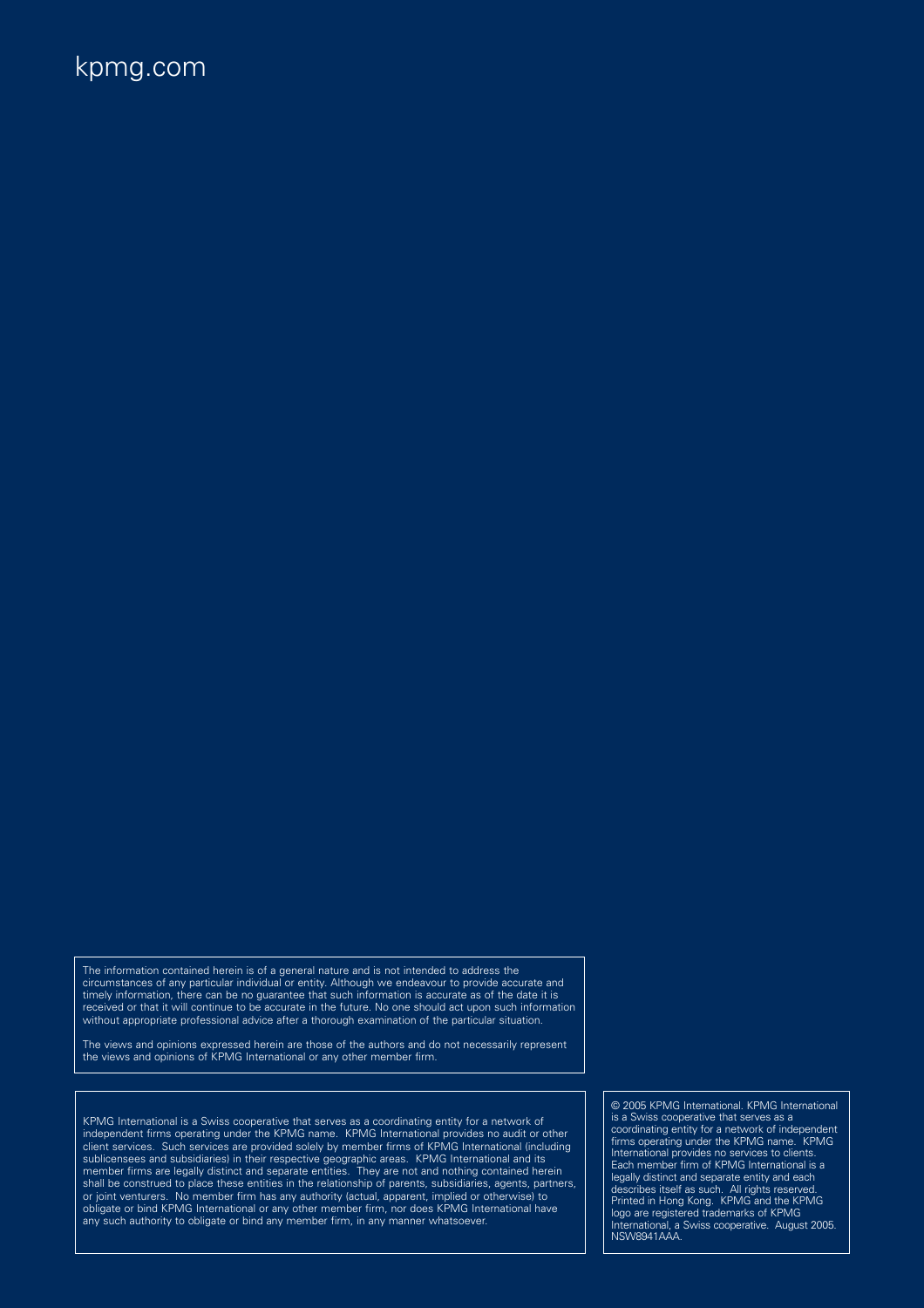kpmg.com

The information contained herein is of a general nature and is not intended to address the circumstances of any particular individual or entity. Although we endeavour to provide accurate and timely information, there can be no guarantee that such information is accurate as of the date it is received or that it will continue to be accurate in the future. No one should act upon such information without appropriate professional advice after a thorough examination of the particular situation.

The views and opinions expressed herein are those of the authors and do not necessarily represent the views and opinions of KPMG International or any other member firm.

KPMG International is a Swiss cooperative that serves as a coordinating entity for a network of independent firms operating under the KPMG name. KPMG International provides no audit or other client services. Such services are provided solely by member firms of KPMG International (including sublicensees and subsidiaries) in their respective geographic areas. KPMG International and its member firms are legally distinct and separate entities. They are not and nothing contained herein shall be construed to place these entities in the relationship of parents, subsidiaries, agents, partners, or joint venturers. No member firm has any authority (actual, apparent, implied or otherwise) to obligate or bind KPMG International or any other member firm, nor does KPMG International have any such authority to obligate or bind any member firm, in any manner whatsoever.

© 2005 KPMG International. KPMG International is a Swiss cooperative that serves as a coordinating entity for a network of independent firms operating under the KPMG name. KPMG International provides no services to clients. Each member firm of KPMG International is a legally distinct and separate entity and each describes itself as such. All rights reserved. Printed in Hong Kong. KPMG and the KPMG logo are registered trademarks of KPMG International, a Swiss cooperative. August 2005. NSW8941AAA.